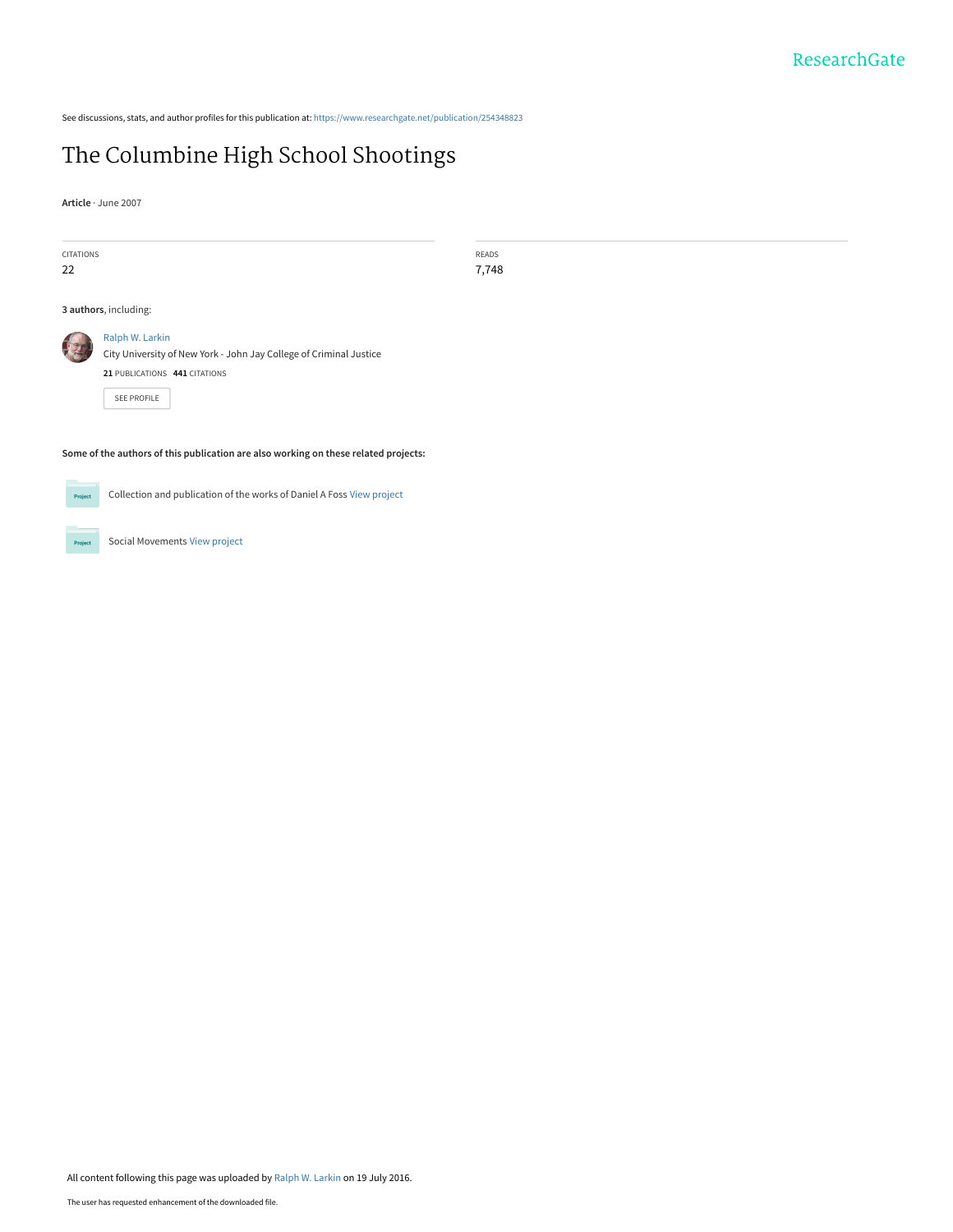See discussions, stats, and author profiles for this publication at: https://www.researchgate.net/publication/254348823

# The Columbine High School Shootings

**Article** · June 2007

| CITATIONS | READS |
| --- | --- |
| 22 | 7,748 |

**3 authors**, including:

Ralph W. Larkin
City University of New York - John Jay College of Criminal Justice
**21** PUBLICATIONS **441** CITATIONS

SEE PROFILE

**Some of the authors of this publication are also working on these related projects:**

Collection and publication of the works of Daniel A Foss View project

Social Movements View project

All content following this page was uploaded by Ralph W. Larkin on 19 July 2016.

The user has requested enhancement of the downloaded file.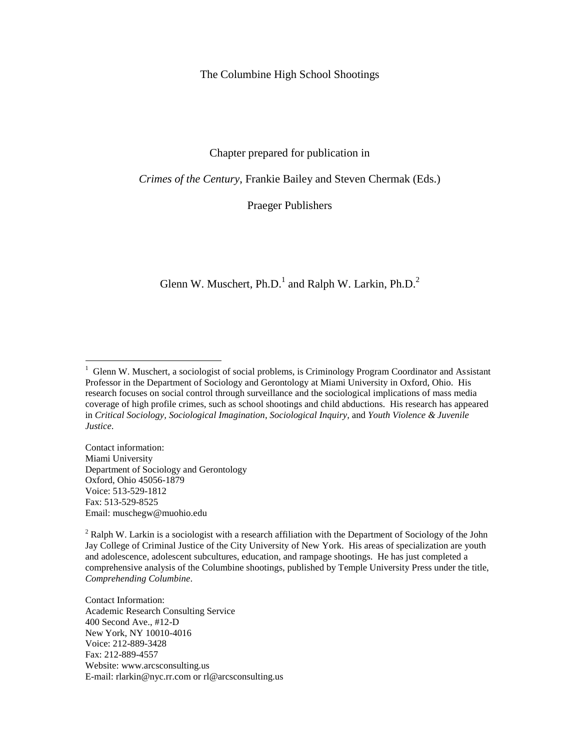The Columbine High School Shootings

Chapter prepared for publication in

*Crimes of the Century*, Frankie Bailey and Steven Chermak (Eds.)

Praeger Publishers

Glenn W. Muschert, Ph.D.[1] and Ralph W. Larkin, Ph.D.[2]

---

[1] Glenn W. Muschert, a sociologist of social problems, is Criminology Program Coordinator and Assistant Professor in the Department of Sociology and Gerontology at Miami University in Oxford, Ohio. His research focuses on social control through surveillance and the sociological implications of mass media coverage of high profile crimes, such as school shootings and child abductions. His research has appeared in *Critical Sociology*, *Sociological Imagination*, *Sociological Inquiry*, and *Youth Violence & Juvenile Justice*.

Contact information:
Miami University
Department of Sociology and Gerontology
Oxford, Ohio 45056-1879
Voice: 513-529-1812
Fax: 513-529-8525
Email: muschegw@muohio.edu

[2] Ralph W. Larkin is a sociologist with a research affiliation with the Department of Sociology of the John Jay College of Criminal Justice of the City University of New York. His areas of specialization are youth and adolescence, adolescent subcultures, education, and rampage shootings. He has just completed a comprehensive analysis of the Columbine shootings, published by Temple University Press under the title, *Comprehending Columbine*.

Contact Information:
Academic Research Consulting Service
400 Second Ave., #12-D
New York, NY 10010-4016
Voice: 212-889-3428
Fax: 212-889-4557
Website: www.arcsconsulting.us
E-mail: rlarkin@nyc.rr.com or rl@arcsconsulting.us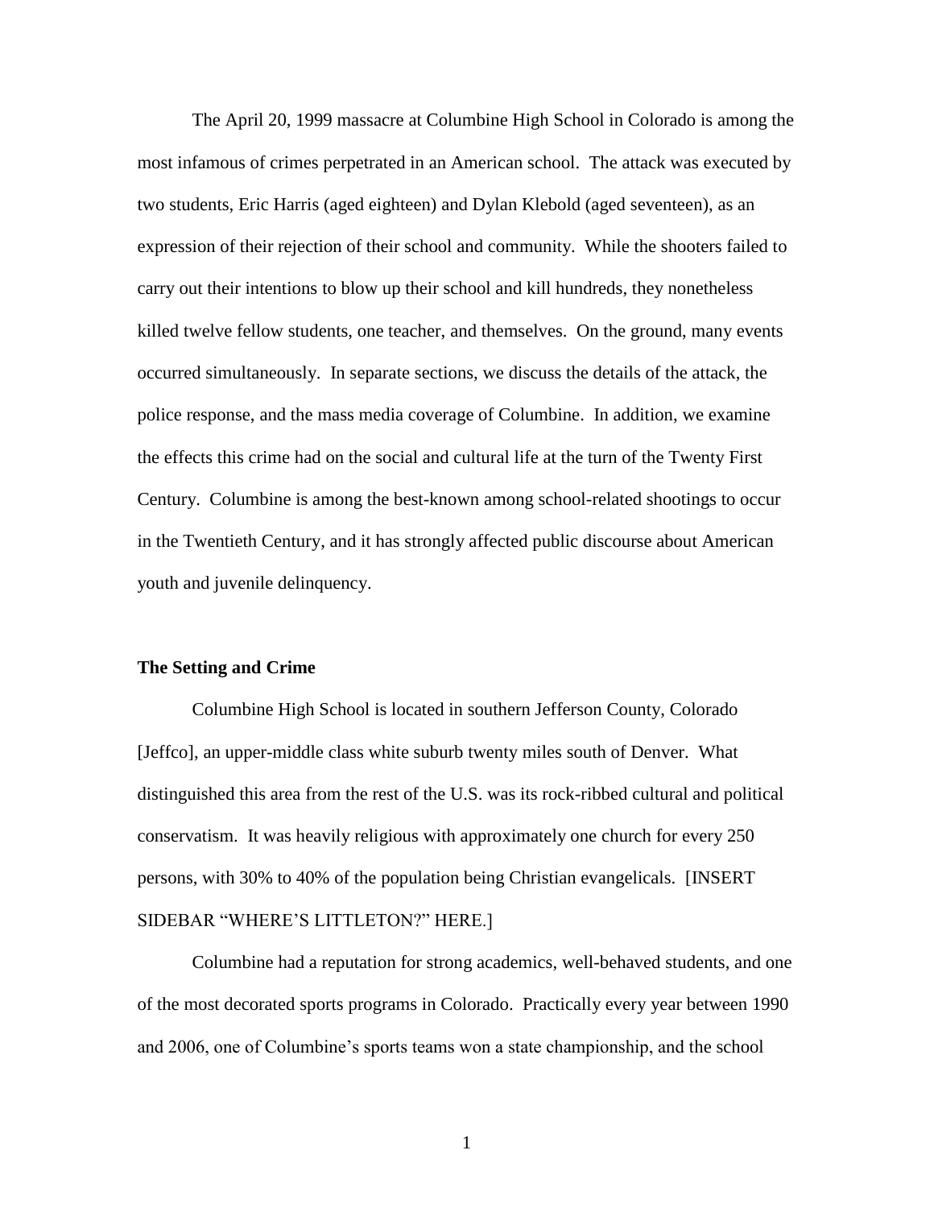The April 20, 1999 massacre at Columbine High School in Colorado is among the most infamous of crimes perpetrated in an American school. The attack was executed by two students, Eric Harris (aged eighteen) and Dylan Klebold (aged seventeen), as an expression of their rejection of their school and community. While the shooters failed to carry out their intentions to blow up their school and kill hundreds, they nonetheless killed twelve fellow students, one teacher, and themselves. On the ground, many events occurred simultaneously. In separate sections, we discuss the details of the attack, the police response, and the mass media coverage of Columbine. In addition, we examine the effects this crime had on the social and cultural life at the turn of the Twenty First Century. Columbine is among the best-known among school-related shootings to occur in the Twentieth Century, and it has strongly affected public discourse about American youth and juvenile delinquency.

**The Setting and Crime**

Columbine High School is located in southern Jefferson County, Colorado [Jeffco], an upper-middle class white suburb twenty miles south of Denver. What distinguished this area from the rest of the U.S. was its rock-ribbed cultural and political conservatism. It was heavily religious with approximately one church for every 250 persons, with 30% to 40% of the population being Christian evangelicals. [INSERT SIDEBAR "WHERE'S LITTLETON?" HERE.]

Columbine had a reputation for strong academics, well-behaved students, and one of the most decorated sports programs in Colorado. Practically every year between 1990 and 2006, one of Columbine's sports teams won a state championship, and the school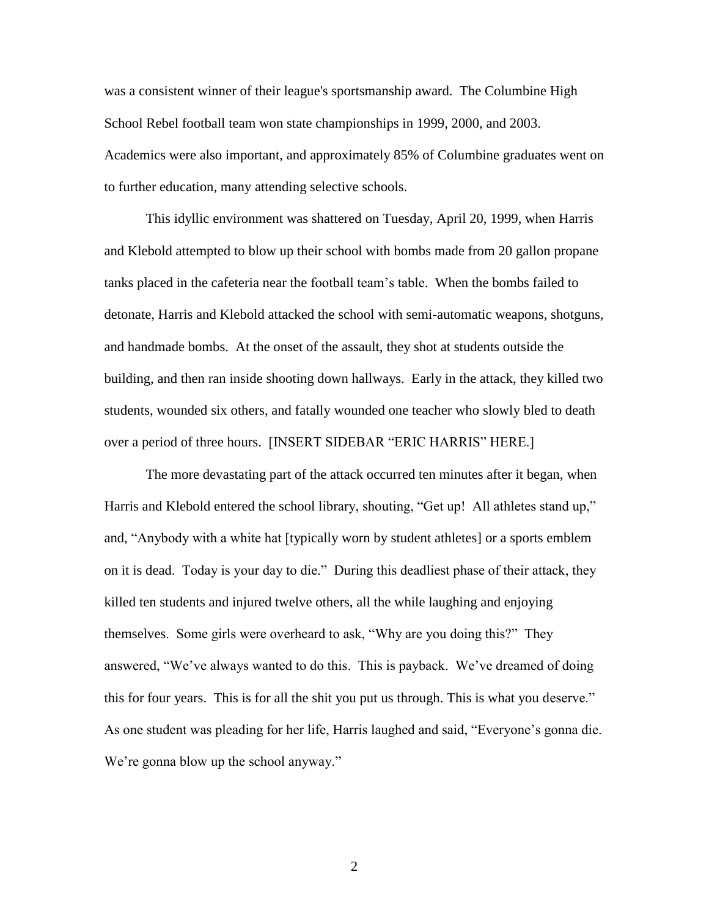was a consistent winner of their league's sportsmanship award. The Columbine High School Rebel football team won state championships in 1999, 2000, and 2003. Academics were also important, and approximately 85% of Columbine graduates went on to further education, many attending selective schools.

This idyllic environment was shattered on Tuesday, April 20, 1999, when Harris and Klebold attempted to blow up their school with bombs made from 20 gallon propane tanks placed in the cafeteria near the football team's table. When the bombs failed to detonate, Harris and Klebold attacked the school with semi-automatic weapons, shotguns, and handmade bombs. At the onset of the assault, they shot at students outside the building, and then ran inside shooting down hallways. Early in the attack, they killed two students, wounded six others, and fatally wounded one teacher who slowly bled to death over a period of three hours. [INSERT SIDEBAR "ERIC HARRIS" HERE.]

The more devastating part of the attack occurred ten minutes after it began, when Harris and Klebold entered the school library, shouting, "Get up! All athletes stand up," and, "Anybody with a white hat [typically worn by student athletes] or a sports emblem on it is dead. Today is your day to die." During this deadliest phase of their attack, they killed ten students and injured twelve others, all the while laughing and enjoying themselves. Some girls were overheard to ask, "Why are you doing this?" They answered, "We've always wanted to do this. This is payback. We've dreamed of doing this for four years. This is for all the shit you put us through. This is what you deserve." As one student was pleading for her life, Harris laughed and said, "Everyone's gonna die. We're gonna blow up the school anyway."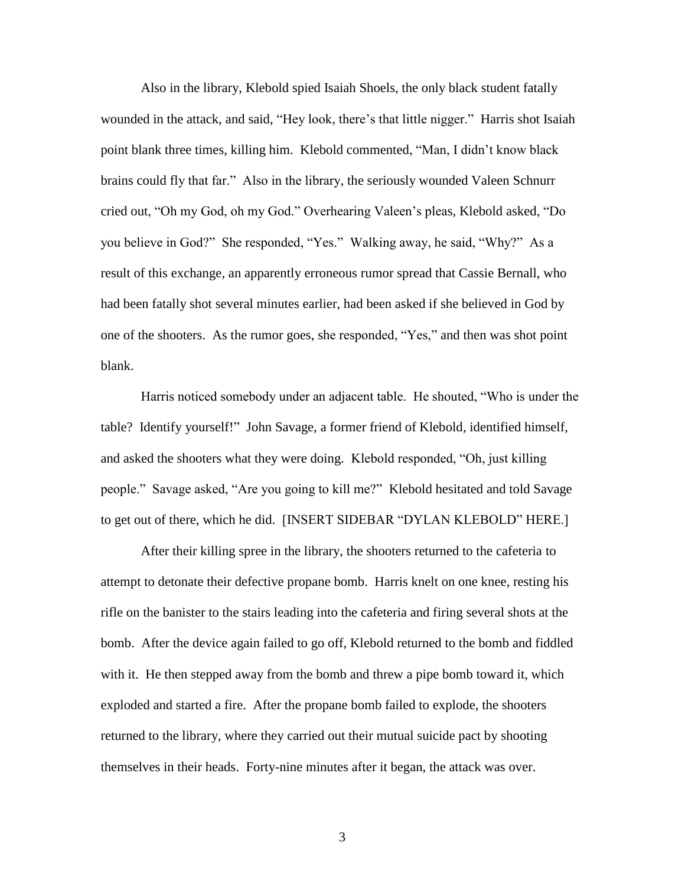Also in the library, Klebold spied Isaiah Shoels, the only black student fatally wounded in the attack, and said, "Hey look, there's that little nigger." Harris shot Isaiah point blank three times, killing him. Klebold commented, "Man, I didn't know black brains could fly that far." Also in the library, the seriously wounded Valeen Schnurr cried out, "Oh my God, oh my God." Overhearing Valeen's pleas, Klebold asked, "Do you believe in God?" She responded, "Yes." Walking away, he said, "Why?" As a result of this exchange, an apparently erroneous rumor spread that Cassie Bernall, who had been fatally shot several minutes earlier, had been asked if she believed in God by one of the shooters. As the rumor goes, she responded, "Yes," and then was shot point blank.

Harris noticed somebody under an adjacent table. He shouted, "Who is under the table? Identify yourself!" John Savage, a former friend of Klebold, identified himself, and asked the shooters what they were doing. Klebold responded, "Oh, just killing people." Savage asked, "Are you going to kill me?" Klebold hesitated and told Savage to get out of there, which he did. [INSERT SIDEBAR "DYLAN KLEBOLD" HERE.]

After their killing spree in the library, the shooters returned to the cafeteria to attempt to detonate their defective propane bomb. Harris knelt on one knee, resting his rifle on the banister to the stairs leading into the cafeteria and firing several shots at the bomb. After the device again failed to go off, Klebold returned to the bomb and fiddled with it. He then stepped away from the bomb and threw a pipe bomb toward it, which exploded and started a fire. After the propane bomb failed to explode, the shooters returned to the library, where they carried out their mutual suicide pact by shooting themselves in their heads. Forty-nine minutes after it began, the attack was over.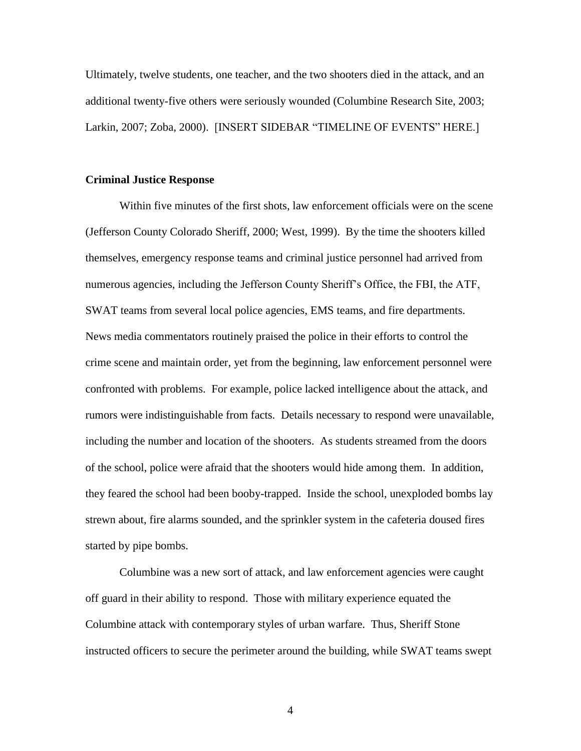Ultimately, twelve students, one teacher, and the two shooters died in the attack, and an additional twenty-five others were seriously wounded (Columbine Research Site, 2003; Larkin, 2007; Zoba, 2000). [INSERT SIDEBAR "TIMELINE OF EVENTS" HERE.]

**Criminal Justice Response**

Within five minutes of the first shots, law enforcement officials were on the scene (Jefferson County Colorado Sheriff, 2000; West, 1999). By the time the shooters killed themselves, emergency response teams and criminal justice personnel had arrived from numerous agencies, including the Jefferson County Sheriff's Office, the FBI, the ATF, SWAT teams from several local police agencies, EMS teams, and fire departments. News media commentators routinely praised the police in their efforts to control the crime scene and maintain order, yet from the beginning, law enforcement personnel were confronted with problems. For example, police lacked intelligence about the attack, and rumors were indistinguishable from facts. Details necessary to respond were unavailable, including the number and location of the shooters. As students streamed from the doors of the school, police were afraid that the shooters would hide among them. In addition, they feared the school had been booby-trapped. Inside the school, unexploded bombs lay strewn about, fire alarms sounded, and the sprinkler system in the cafeteria doused fires started by pipe bombs.

Columbine was a new sort of attack, and law enforcement agencies were caught off guard in their ability to respond. Those with military experience equated the Columbine attack with contemporary styles of urban warfare. Thus, Sheriff Stone instructed officers to secure the perimeter around the building, while SWAT teams swept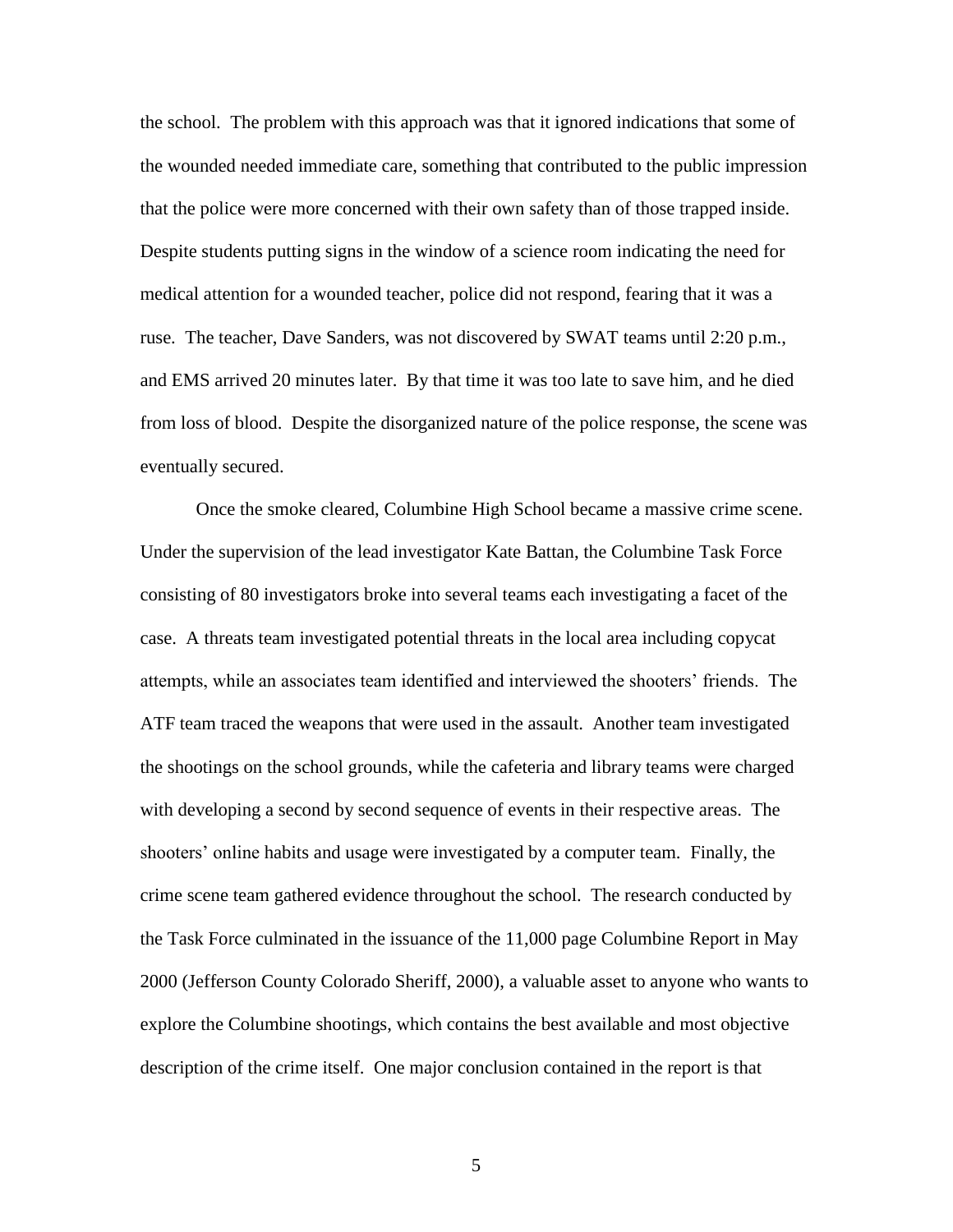the school. The problem with this approach was that it ignored indications that some of the wounded needed immediate care, something that contributed to the public impression that the police were more concerned with their own safety than of those trapped inside. Despite students putting signs in the window of a science room indicating the need for medical attention for a wounded teacher, police did not respond, fearing that it was a ruse. The teacher, Dave Sanders, was not discovered by SWAT teams until 2:20 p.m., and EMS arrived 20 minutes later. By that time it was too late to save him, and he died from loss of blood. Despite the disorganized nature of the police response, the scene was eventually secured.

Once the smoke cleared, Columbine High School became a massive crime scene. Under the supervision of the lead investigator Kate Battan, the Columbine Task Force consisting of 80 investigators broke into several teams each investigating a facet of the case. A threats team investigated potential threats in the local area including copycat attempts, while an associates team identified and interviewed the shooters' friends. The ATF team traced the weapons that were used in the assault. Another team investigated the shootings on the school grounds, while the cafeteria and library teams were charged with developing a second by second sequence of events in their respective areas. The shooters' online habits and usage were investigated by a computer team. Finally, the crime scene team gathered evidence throughout the school. The research conducted by the Task Force culminated in the issuance of the 11,000 page Columbine Report in May 2000 (Jefferson County Colorado Sheriff, 2000), a valuable asset to anyone who wants to explore the Columbine shootings, which contains the best available and most objective description of the crime itself. One major conclusion contained in the report is that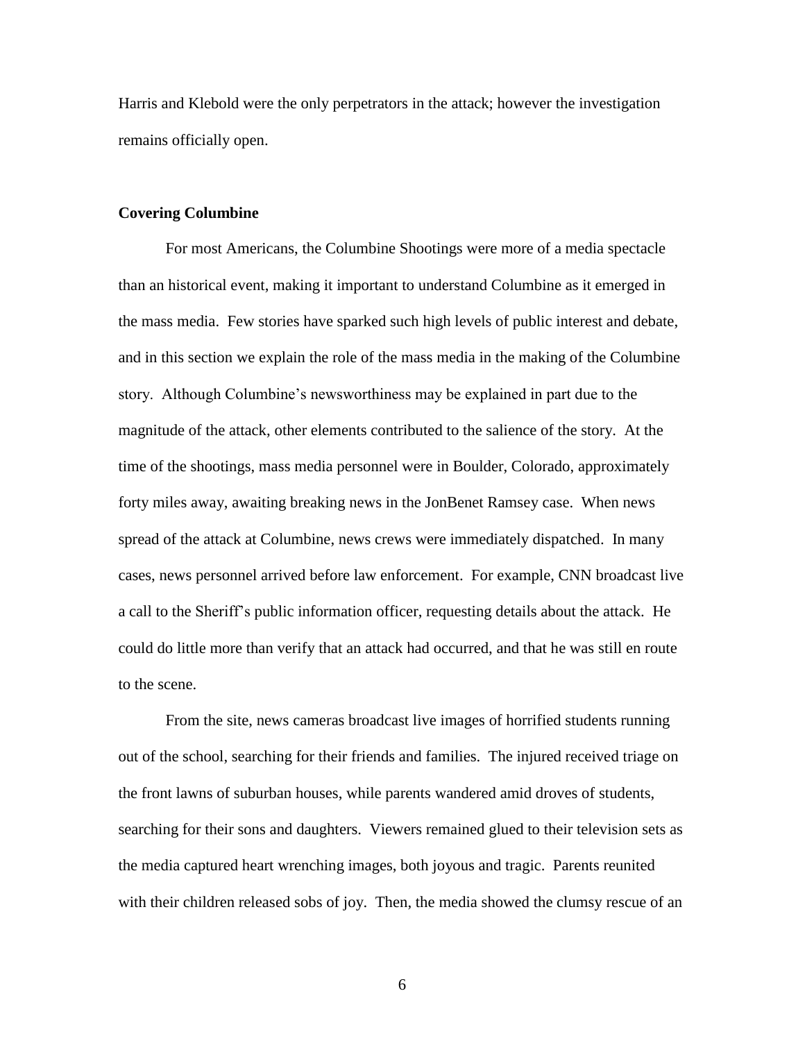Harris and Klebold were the only perpetrators in the attack; however the investigation remains officially open.

**Covering Columbine**

For most Americans, the Columbine Shootings were more of a media spectacle than an historical event, making it important to understand Columbine as it emerged in the mass media. Few stories have sparked such high levels of public interest and debate, and in this section we explain the role of the mass media in the making of the Columbine story. Although Columbine's newsworthiness may be explained in part due to the magnitude of the attack, other elements contributed to the salience of the story. At the time of the shootings, mass media personnel were in Boulder, Colorado, approximately forty miles away, awaiting breaking news in the JonBenet Ramsey case. When news spread of the attack at Columbine, news crews were immediately dispatched. In many cases, news personnel arrived before law enforcement. For example, CNN broadcast live a call to the Sheriff's public information officer, requesting details about the attack. He could do little more than verify that an attack had occurred, and that he was still en route to the scene.

From the site, news cameras broadcast live images of horrified students running out of the school, searching for their friends and families. The injured received triage on the front lawns of suburban houses, while parents wandered amid droves of students, searching for their sons and daughters. Viewers remained glued to their television sets as the media captured heart wrenching images, both joyous and tragic. Parents reunited with their children released sobs of joy. Then, the media showed the clumsy rescue of an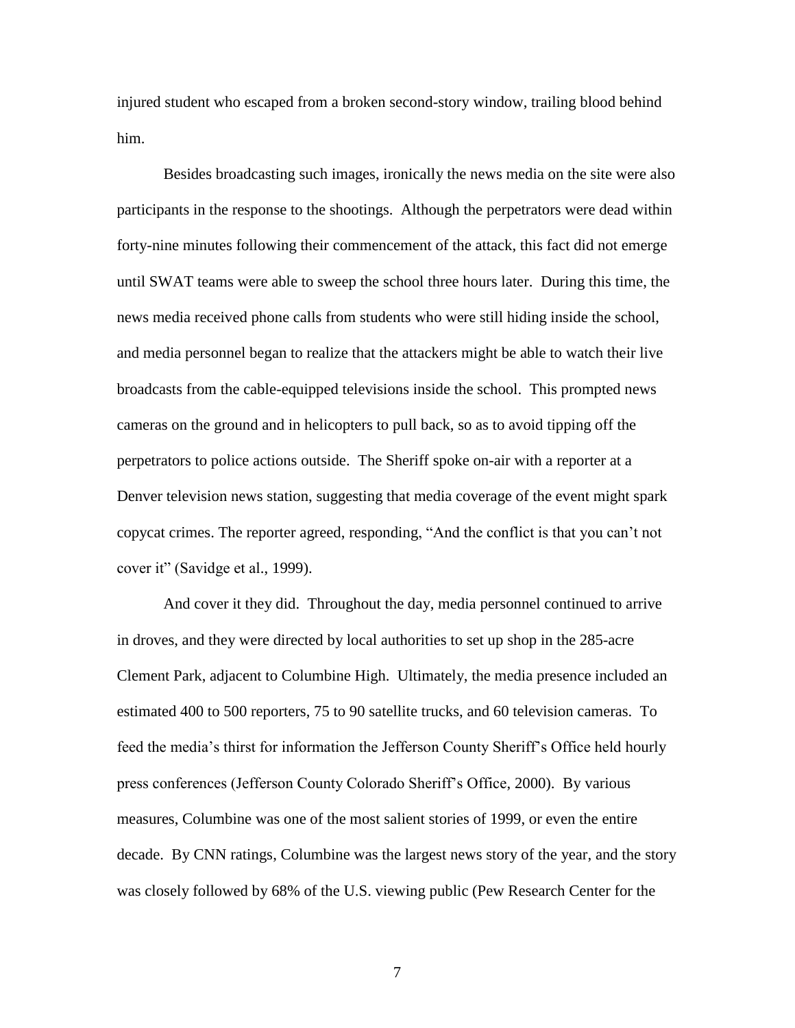injured student who escaped from a broken second-story window, trailing blood behind him.

Besides broadcasting such images, ironically the news media on the site were also participants in the response to the shootings. Although the perpetrators were dead within forty-nine minutes following their commencement of the attack, this fact did not emerge until SWAT teams were able to sweep the school three hours later. During this time, the news media received phone calls from students who were still hiding inside the school, and media personnel began to realize that the attackers might be able to watch their live broadcasts from the cable-equipped televisions inside the school. This prompted news cameras on the ground and in helicopters to pull back, so as to avoid tipping off the perpetrators to police actions outside. The Sheriff spoke on-air with a reporter at a Denver television news station, suggesting that media coverage of the event might spark copycat crimes. The reporter agreed, responding, "And the conflict is that you can't not cover it" (Savidge et al., 1999).

And cover it they did. Throughout the day, media personnel continued to arrive in droves, and they were directed by local authorities to set up shop in the 285-acre Clement Park, adjacent to Columbine High. Ultimately, the media presence included an estimated 400 to 500 reporters, 75 to 90 satellite trucks, and 60 television cameras. To feed the media's thirst for information the Jefferson County Sheriff's Office held hourly press conferences (Jefferson County Colorado Sheriff's Office, 2000). By various measures, Columbine was one of the most salient stories of 1999, or even the entire decade. By CNN ratings, Columbine was the largest news story of the year, and the story was closely followed by 68% of the U.S. viewing public (Pew Research Center for the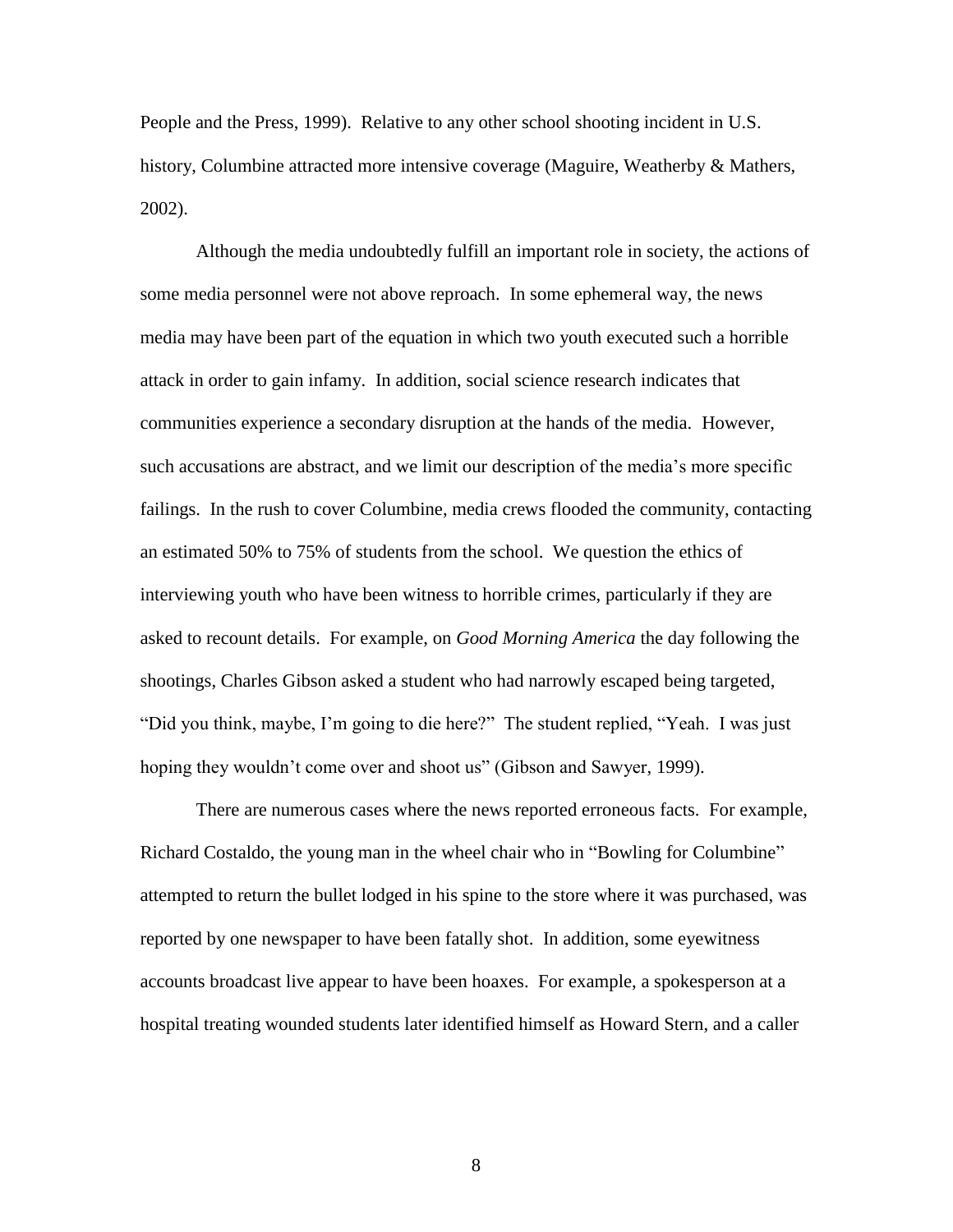People and the Press, 1999). Relative to any other school shooting incident in U.S. history, Columbine attracted more intensive coverage (Maguire, Weatherby & Mathers, 2002).

Although the media undoubtedly fulfill an important role in society, the actions of some media personnel were not above reproach. In some ephemeral way, the news media may have been part of the equation in which two youth executed such a horrible attack in order to gain infamy. In addition, social science research indicates that communities experience a secondary disruption at the hands of the media. However, such accusations are abstract, and we limit our description of the media's more specific failings. In the rush to cover Columbine, media crews flooded the community, contacting an estimated 50% to 75% of students from the school. We question the ethics of interviewing youth who have been witness to horrible crimes, particularly if they are asked to recount details. For example, on *Good Morning America* the day following the shootings, Charles Gibson asked a student who had narrowly escaped being targeted, "Did you think, maybe, I'm going to die here?" The student replied, "Yeah. I was just hoping they wouldn't come over and shoot us" (Gibson and Sawyer, 1999).

There are numerous cases where the news reported erroneous facts. For example, Richard Costaldo, the young man in the wheel chair who in "Bowling for Columbine" attempted to return the bullet lodged in his spine to the store where it was purchased, was reported by one newspaper to have been fatally shot. In addition, some eyewitness accounts broadcast live appear to have been hoaxes. For example, a spokesperson at a hospital treating wounded students later identified himself as Howard Stern, and a caller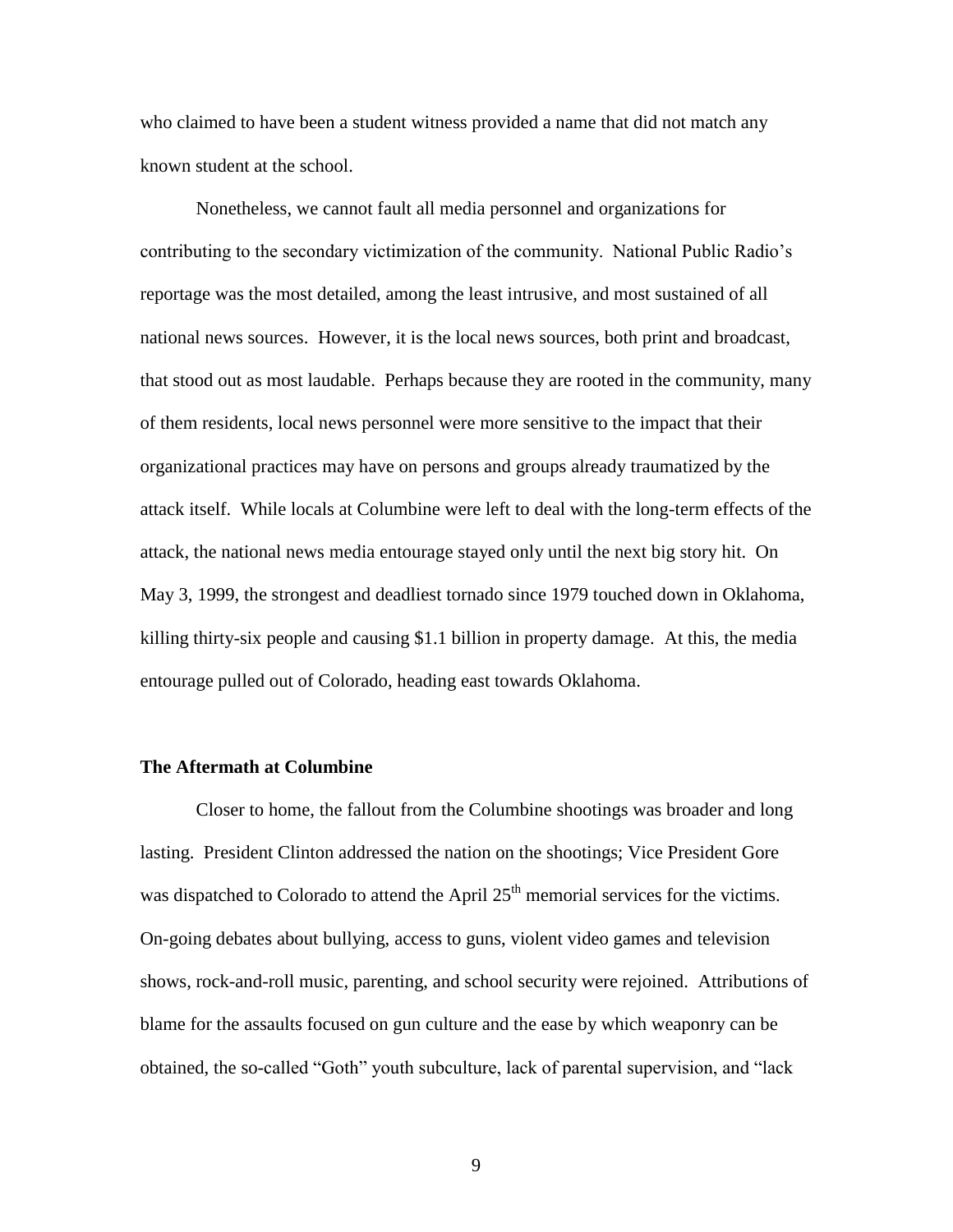who claimed to have been a student witness provided a name that did not match any known student at the school.

Nonetheless, we cannot fault all media personnel and organizations for contributing to the secondary victimization of the community. National Public Radio's reportage was the most detailed, among the least intrusive, and most sustained of all national news sources. However, it is the local news sources, both print and broadcast, that stood out as most laudable. Perhaps because they are rooted in the community, many of them residents, local news personnel were more sensitive to the impact that their organizational practices may have on persons and groups already traumatized by the attack itself. While locals at Columbine were left to deal with the long-term effects of the attack, the national news media entourage stayed only until the next big story hit. On May 3, 1999, the strongest and deadliest tornado since 1979 touched down in Oklahoma, killing thirty-six people and causing $1.1 billion in property damage. At this, the media entourage pulled out of Colorado, heading east towards Oklahoma.

**The Aftermath at Columbine**

Closer to home, the fallout from the Columbine shootings was broader and long lasting. President Clinton addressed the nation on the shootings; Vice President Gore was dispatched to Colorado to attend the April 25th memorial services for the victims. On-going debates about bullying, access to guns, violent video games and television shows, rock-and-roll music, parenting, and school security were rejoined. Attributions of blame for the assaults focused on gun culture and the ease by which weaponry can be obtained, the so-called "Goth" youth subculture, lack of parental supervision, and "lack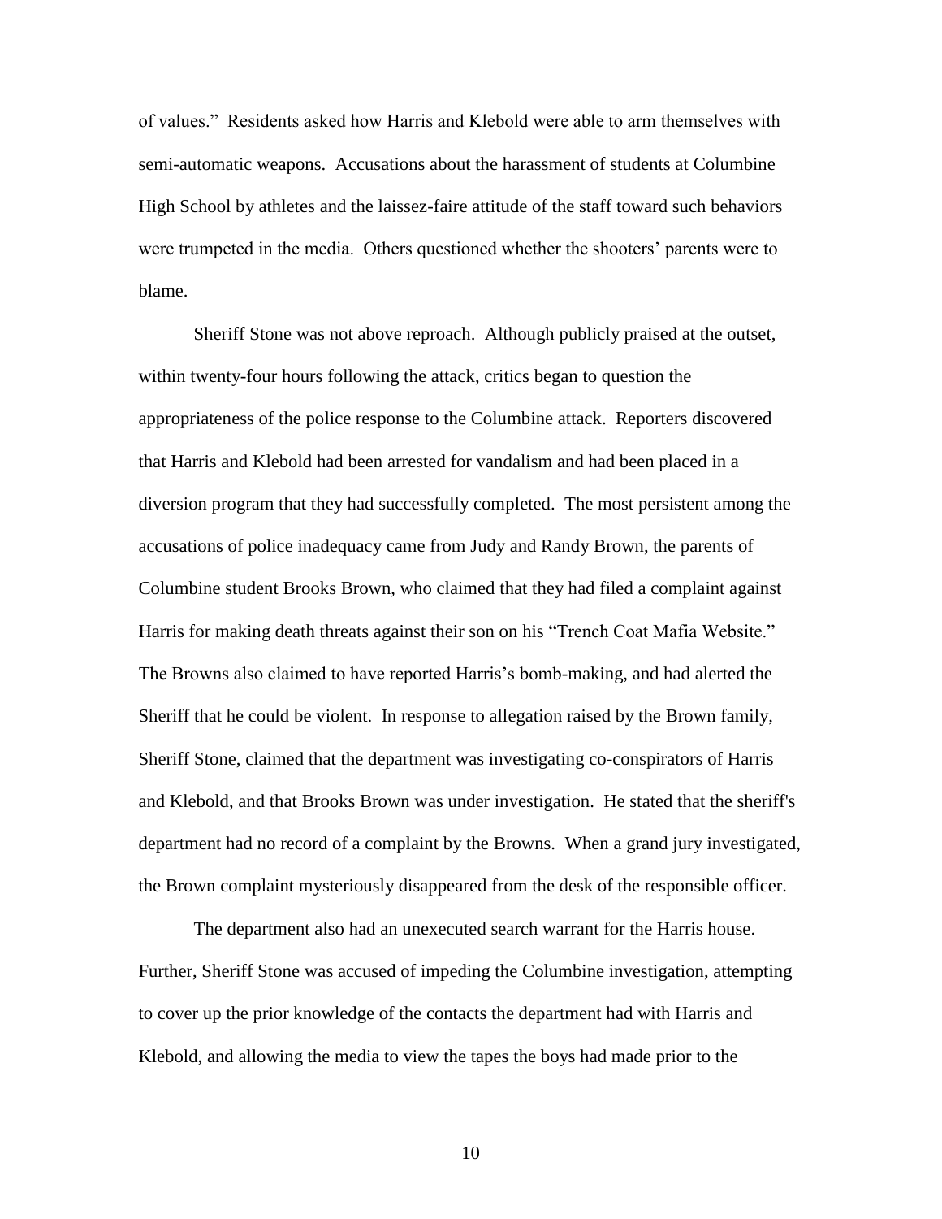of values." Residents asked how Harris and Klebold were able to arm themselves with semi-automatic weapons. Accusations about the harassment of students at Columbine High School by athletes and the laissez-faire attitude of the staff toward such behaviors were trumpeted in the media. Others questioned whether the shooters' parents were to blame.

Sheriff Stone was not above reproach. Although publicly praised at the outset, within twenty-four hours following the attack, critics began to question the appropriateness of the police response to the Columbine attack. Reporters discovered that Harris and Klebold had been arrested for vandalism and had been placed in a diversion program that they had successfully completed. The most persistent among the accusations of police inadequacy came from Judy and Randy Brown, the parents of Columbine student Brooks Brown, who claimed that they had filed a complaint against Harris for making death threats against their son on his "Trench Coat Mafia Website." The Browns also claimed to have reported Harris's bomb-making, and had alerted the Sheriff that he could be violent. In response to allegation raised by the Brown family, Sheriff Stone, claimed that the department was investigating co-conspirators of Harris and Klebold, and that Brooks Brown was under investigation. He stated that the sheriff's department had no record of a complaint by the Browns. When a grand jury investigated, the Brown complaint mysteriously disappeared from the desk of the responsible officer.

The department also had an unexecuted search warrant for the Harris house. Further, Sheriff Stone was accused of impeding the Columbine investigation, attempting to cover up the prior knowledge of the contacts the department had with Harris and Klebold, and allowing the media to view the tapes the boys had made prior to the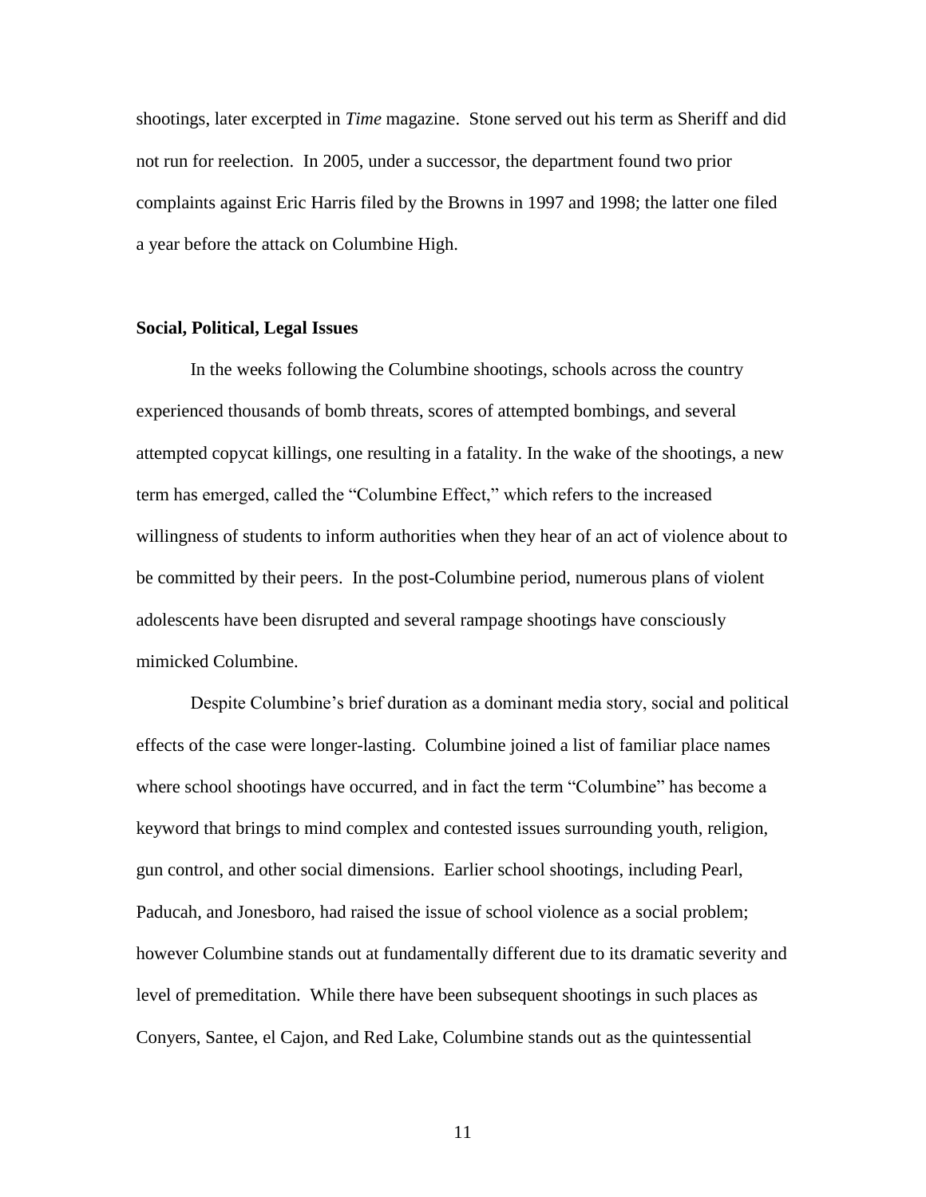shootings, later excerpted in *Time* magazine. Stone served out his term as Sheriff and did not run for reelection. In 2005, under a successor, the department found two prior complaints against Eric Harris filed by the Browns in 1997 and 1998; the latter one filed a year before the attack on Columbine High.

**Social, Political, Legal Issues**

In the weeks following the Columbine shootings, schools across the country experienced thousands of bomb threats, scores of attempted bombings, and several attempted copycat killings, one resulting in a fatality. In the wake of the shootings, a new term has emerged, called the "Columbine Effect," which refers to the increased willingness of students to inform authorities when they hear of an act of violence about to be committed by their peers. In the post-Columbine period, numerous plans of violent adolescents have been disrupted and several rampage shootings have consciously mimicked Columbine.

Despite Columbine's brief duration as a dominant media story, social and political effects of the case were longer-lasting. Columbine joined a list of familiar place names where school shootings have occurred, and in fact the term "Columbine" has become a keyword that brings to mind complex and contested issues surrounding youth, religion, gun control, and other social dimensions. Earlier school shootings, including Pearl, Paducah, and Jonesboro, had raised the issue of school violence as a social problem; however Columbine stands out at fundamentally different due to its dramatic severity and level of premeditation. While there have been subsequent shootings in such places as Conyers, Santee, el Cajon, and Red Lake, Columbine stands out as the quintessential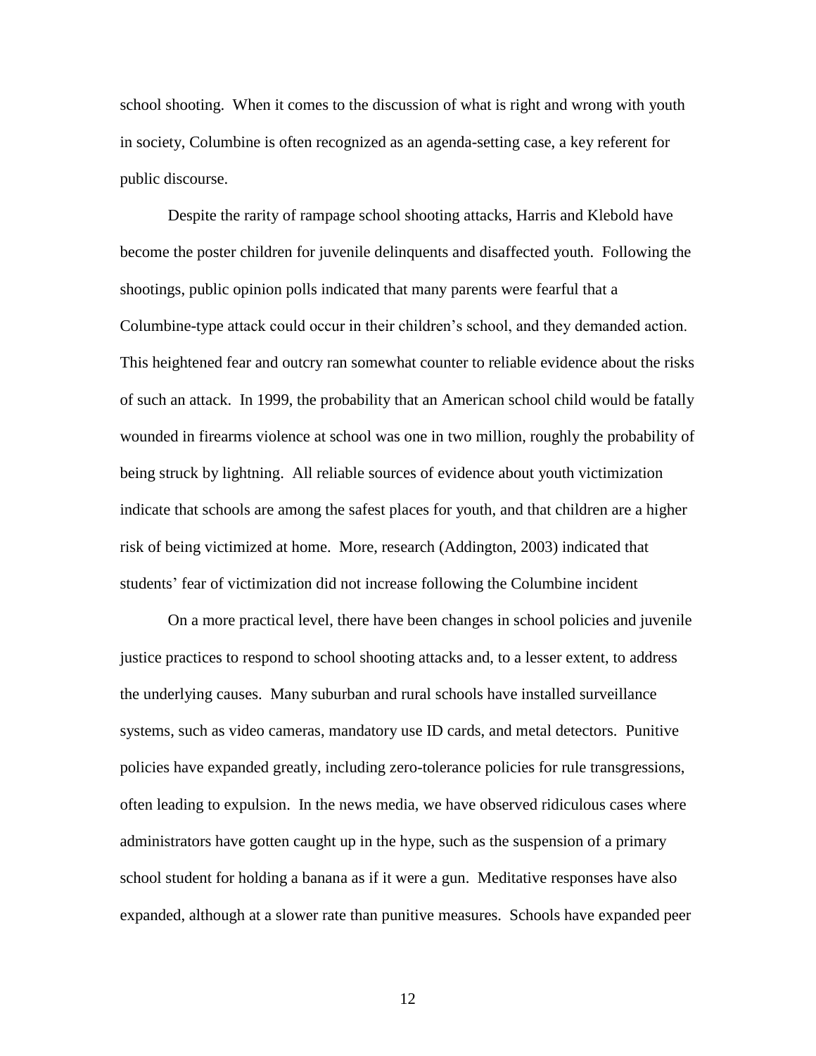school shooting. When it comes to the discussion of what is right and wrong with youth in society, Columbine is often recognized as an agenda-setting case, a key referent for public discourse.

Despite the rarity of rampage school shooting attacks, Harris and Klebold have become the poster children for juvenile delinquents and disaffected youth. Following the shootings, public opinion polls indicated that many parents were fearful that a Columbine-type attack could occur in their children's school, and they demanded action. This heightened fear and outcry ran somewhat counter to reliable evidence about the risks of such an attack. In 1999, the probability that an American school child would be fatally wounded in firearms violence at school was one in two million, roughly the probability of being struck by lightning. All reliable sources of evidence about youth victimization indicate that schools are among the safest places for youth, and that children are a higher risk of being victimized at home. More, research (Addington, 2003) indicated that students' fear of victimization did not increase following the Columbine incident

On a more practical level, there have been changes in school policies and juvenile justice practices to respond to school shooting attacks and, to a lesser extent, to address the underlying causes. Many suburban and rural schools have installed surveillance systems, such as video cameras, mandatory use ID cards, and metal detectors. Punitive policies have expanded greatly, including zero-tolerance policies for rule transgressions, often leading to expulsion. In the news media, we have observed ridiculous cases where administrators have gotten caught up in the hype, such as the suspension of a primary school student for holding a banana as if it were a gun. Meditative responses have also expanded, although at a slower rate than punitive measures. Schools have expanded peer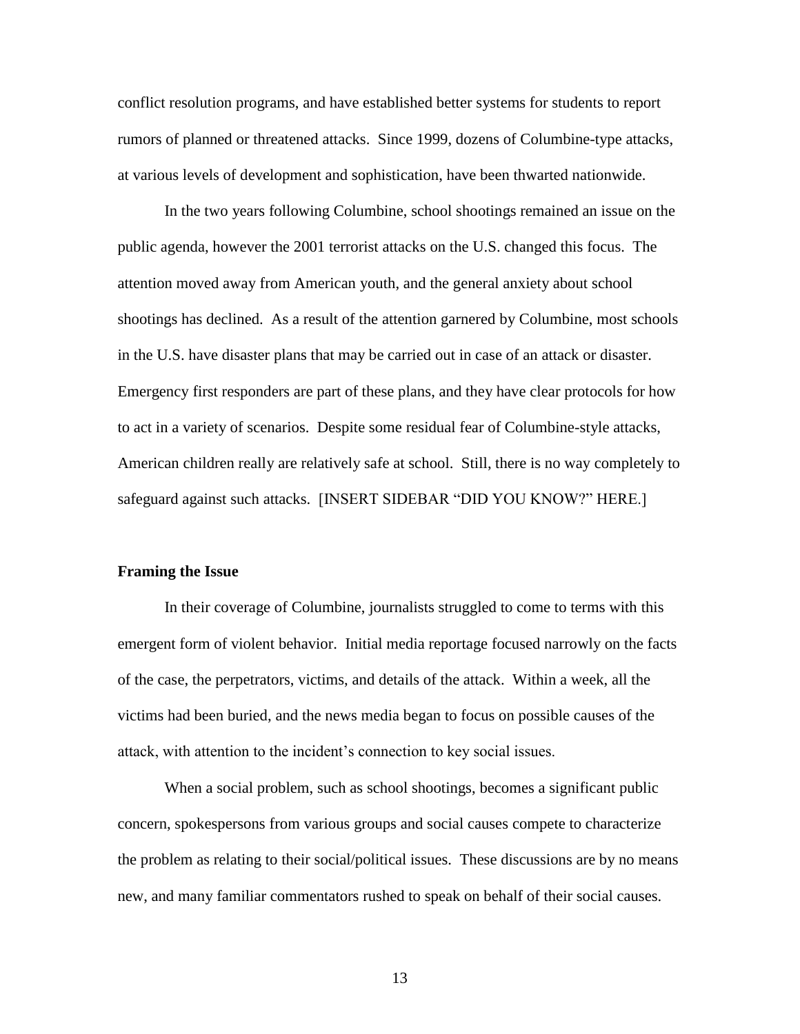conflict resolution programs, and have established better systems for students to report rumors of planned or threatened attacks. Since 1999, dozens of Columbine-type attacks, at various levels of development and sophistication, have been thwarted nationwide.

In the two years following Columbine, school shootings remained an issue on the public agenda, however the 2001 terrorist attacks on the U.S. changed this focus. The attention moved away from American youth, and the general anxiety about school shootings has declined. As a result of the attention garnered by Columbine, most schools in the U.S. have disaster plans that may be carried out in case of an attack or disaster. Emergency first responders are part of these plans, and they have clear protocols for how to act in a variety of scenarios. Despite some residual fear of Columbine-style attacks, American children really are relatively safe at school. Still, there is no way completely to safeguard against such attacks. [INSERT SIDEBAR "DID YOU KNOW?" HERE.]

**Framing the Issue**

In their coverage of Columbine, journalists struggled to come to terms with this emergent form of violent behavior. Initial media reportage focused narrowly on the facts of the case, the perpetrators, victims, and details of the attack. Within a week, all the victims had been buried, and the news media began to focus on possible causes of the attack, with attention to the incident's connection to key social issues.

When a social problem, such as school shootings, becomes a significant public concern, spokespersons from various groups and social causes compete to characterize the problem as relating to their social/political issues. These discussions are by no means new, and many familiar commentators rushed to speak on behalf of their social causes.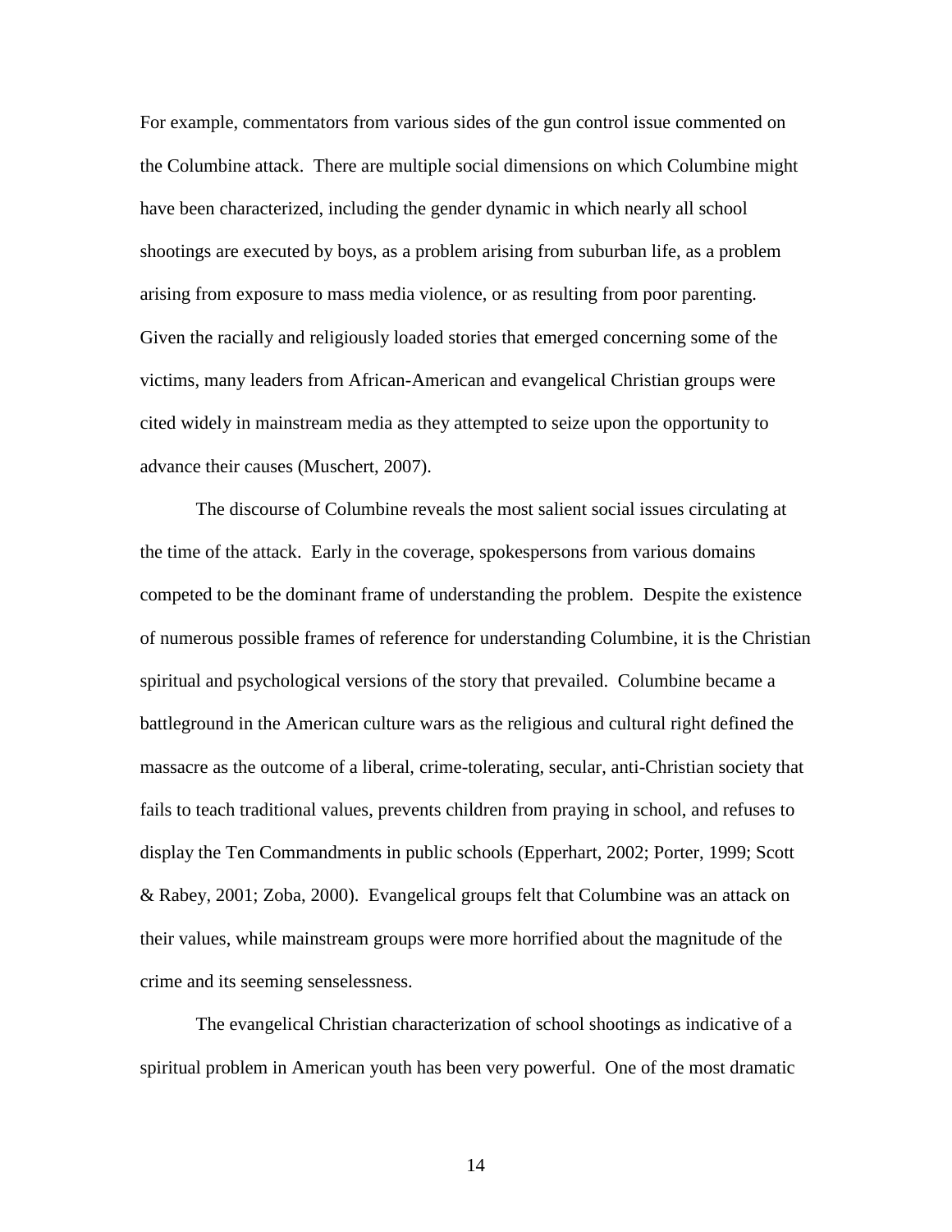For example, commentators from various sides of the gun control issue commented on the Columbine attack. There are multiple social dimensions on which Columbine might have been characterized, including the gender dynamic in which nearly all school shootings are executed by boys, as a problem arising from suburban life, as a problem arising from exposure to mass media violence, or as resulting from poor parenting. Given the racially and religiously loaded stories that emerged concerning some of the victims, many leaders from African-American and evangelical Christian groups were cited widely in mainstream media as they attempted to seize upon the opportunity to advance their causes (Muschert, 2007).

The discourse of Columbine reveals the most salient social issues circulating at the time of the attack. Early in the coverage, spokespersons from various domains competed to be the dominant frame of understanding the problem. Despite the existence of numerous possible frames of reference for understanding Columbine, it is the Christian spiritual and psychological versions of the story that prevailed. Columbine became a battleground in the American culture wars as the religious and cultural right defined the massacre as the outcome of a liberal, crime-tolerating, secular, anti-Christian society that fails to teach traditional values, prevents children from praying in school, and refuses to display the Ten Commandments in public schools (Epperhart, 2002; Porter, 1999; Scott & Rabey, 2001; Zoba, 2000). Evangelical groups felt that Columbine was an attack on their values, while mainstream groups were more horrified about the magnitude of the crime and its seeming senselessness.

The evangelical Christian characterization of school shootings as indicative of a spiritual problem in American youth has been very powerful. One of the most dramatic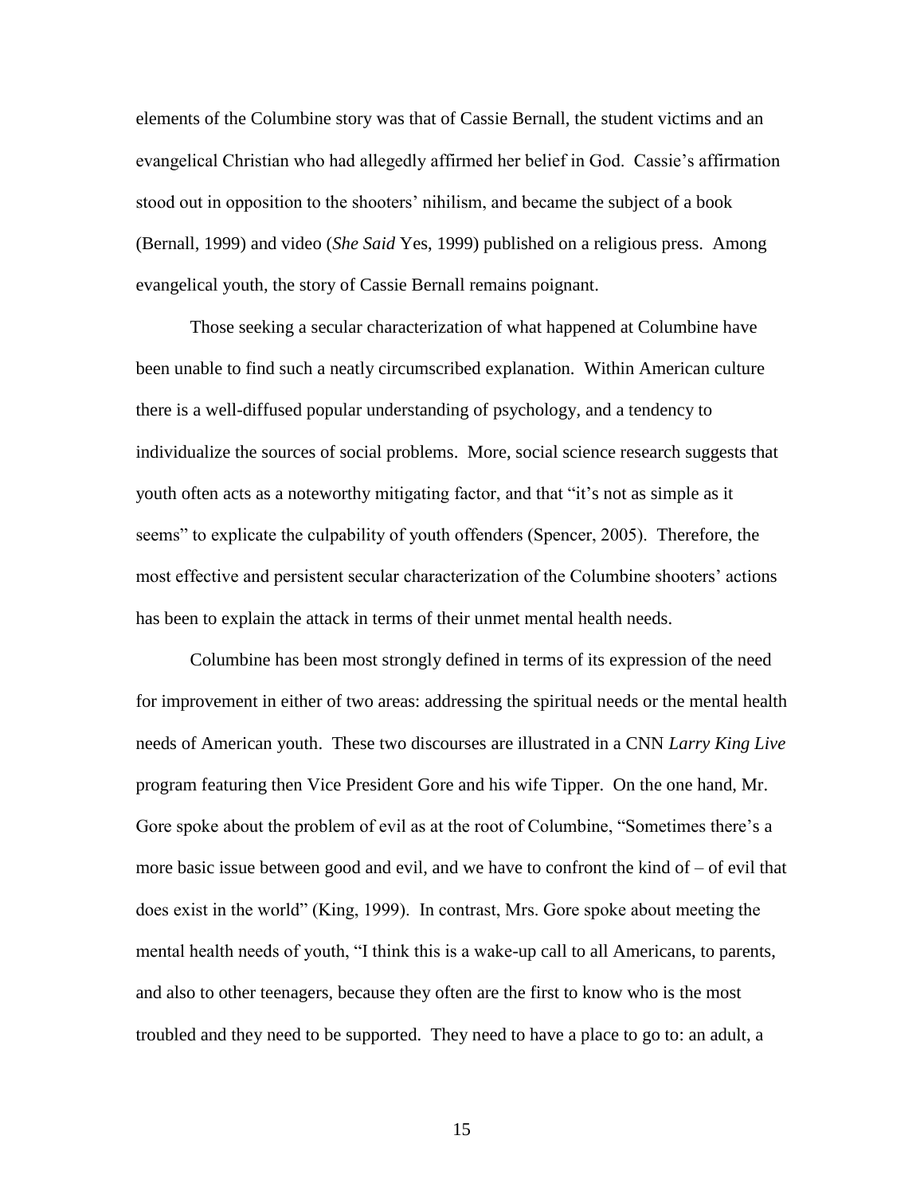elements of the Columbine story was that of Cassie Bernall, the student victims and an evangelical Christian who had allegedly affirmed her belief in God. Cassie's affirmation stood out in opposition to the shooters' nihilism, and became the subject of a book (Bernall, 1999) and video (*She Said* Yes, 1999) published on a religious press. Among evangelical youth, the story of Cassie Bernall remains poignant.

Those seeking a secular characterization of what happened at Columbine have been unable to find such a neatly circumscribed explanation. Within American culture there is a well-diffused popular understanding of psychology, and a tendency to individualize the sources of social problems. More, social science research suggests that youth often acts as a noteworthy mitigating factor, and that "it's not as simple as it seems" to explicate the culpability of youth offenders (Spencer, 2005). Therefore, the most effective and persistent secular characterization of the Columbine shooters' actions has been to explain the attack in terms of their unmet mental health needs.

Columbine has been most strongly defined in terms of its expression of the need for improvement in either of two areas: addressing the spiritual needs or the mental health needs of American youth. These two discourses are illustrated in a CNN *Larry King Live* program featuring then Vice President Gore and his wife Tipper. On the one hand, Mr. Gore spoke about the problem of evil as at the root of Columbine, "Sometimes there's a more basic issue between good and evil, and we have to confront the kind of – of evil that does exist in the world" (King, 1999). In contrast, Mrs. Gore spoke about meeting the mental health needs of youth, "I think this is a wake-up call to all Americans, to parents, and also to other teenagers, because they often are the first to know who is the most troubled and they need to be supported. They need to have a place to go to: an adult, a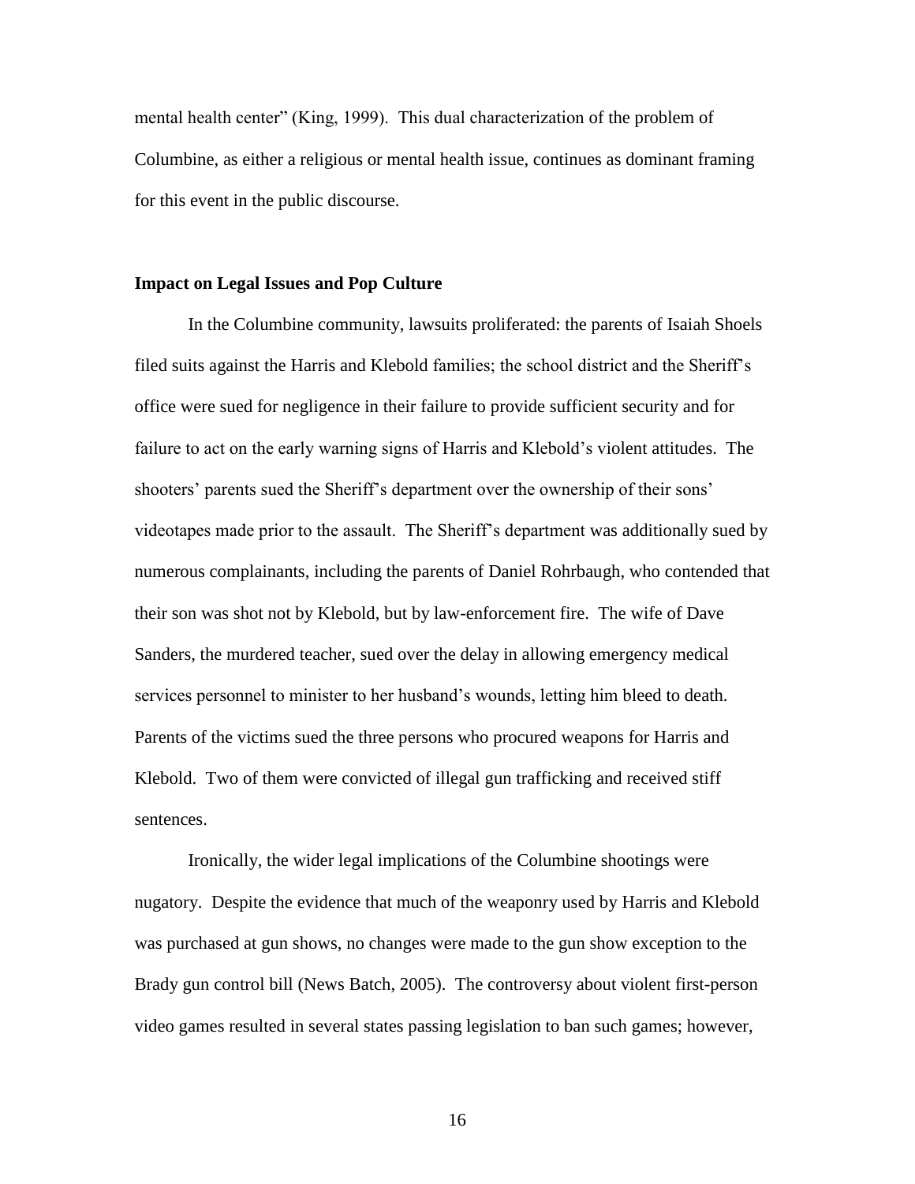mental health center" (King, 1999). This dual characterization of the problem of Columbine, as either a religious or mental health issue, continues as dominant framing for this event in the public discourse.

### Impact on Legal Issues and Pop Culture

In the Columbine community, lawsuits proliferated: the parents of Isaiah Shoels filed suits against the Harris and Klebold families; the school district and the Sheriff's office were sued for negligence in their failure to provide sufficient security and for failure to act on the early warning signs of Harris and Klebold's violent attitudes. The shooters' parents sued the Sheriff's department over the ownership of their sons' videotapes made prior to the assault. The Sheriff's department was additionally sued by numerous complainants, including the parents of Daniel Rohrbaugh, who contended that their son was shot not by Klebold, but by law-enforcement fire. The wife of Dave Sanders, the murdered teacher, sued over the delay in allowing emergency medical services personnel to minister to her husband's wounds, letting him bleed to death. Parents of the victims sued the three persons who procured weapons for Harris and Klebold. Two of them were convicted of illegal gun trafficking and received stiff sentences.

Ironically, the wider legal implications of the Columbine shootings were nugatory. Despite the evidence that much of the weaponry used by Harris and Klebold was purchased at gun shows, no changes were made to the gun show exception to the Brady gun control bill (News Batch, 2005). The controversy about violent first-person video games resulted in several states passing legislation to ban such games; however,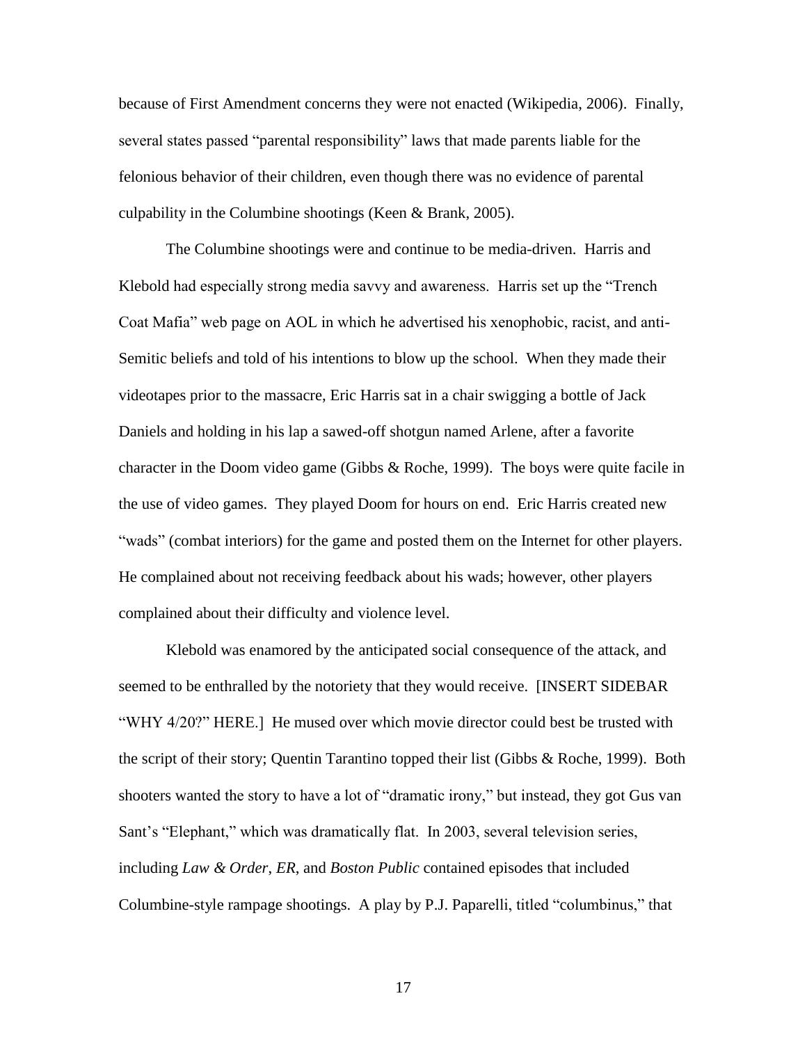because of First Amendment concerns they were not enacted (Wikipedia, 2006). Finally, several states passed "parental responsibility" laws that made parents liable for the felonious behavior of their children, even though there was no evidence of parental culpability in the Columbine shootings (Keen & Brank, 2005).

The Columbine shootings were and continue to be media-driven. Harris and Klebold had especially strong media savvy and awareness. Harris set up the "Trench Coat Mafia" web page on AOL in which he advertised his xenophobic, racist, and anti-Semitic beliefs and told of his intentions to blow up the school. When they made their videotapes prior to the massacre, Eric Harris sat in a chair swigging a bottle of Jack Daniels and holding in his lap a sawed-off shotgun named Arlene, after a favorite character in the Doom video game (Gibbs & Roche, 1999). The boys were quite facile in the use of video games. They played Doom for hours on end. Eric Harris created new "wads" (combat interiors) for the game and posted them on the Internet for other players. He complained about not receiving feedback about his wads; however, other players complained about their difficulty and violence level.

Klebold was enamored by the anticipated social consequence of the attack, and seemed to be enthralled by the notoriety that they would receive. [INSERT SIDEBAR "WHY 4/20?" HERE.] He mused over which movie director could best be trusted with the script of their story; Quentin Tarantino topped their list (Gibbs & Roche, 1999). Both shooters wanted the story to have a lot of "dramatic irony," but instead, they got Gus van Sant's "Elephant," which was dramatically flat. In 2003, several television series, including *Law & Order*, *ER*, and *Boston Public* contained episodes that included Columbine-style rampage shootings. A play by P.J. Paparelli, titled "columbinus," that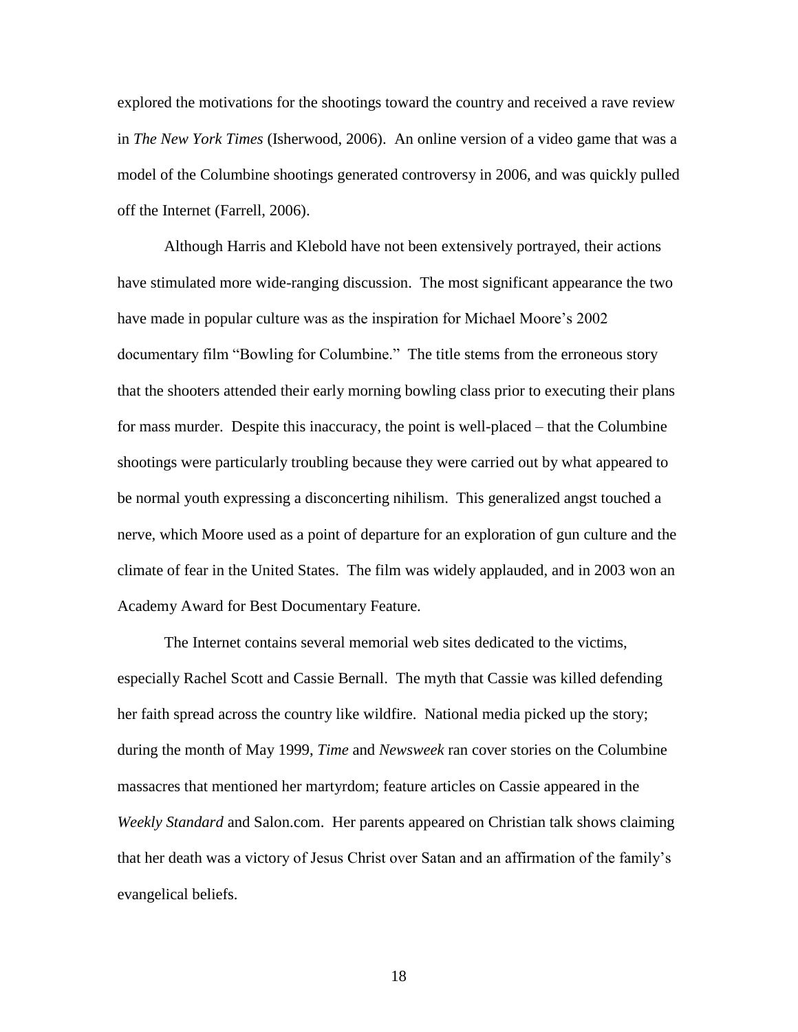explored the motivations for the shootings toward the country and received a rave review in *The New York Times* (Isherwood, 2006). An online version of a video game that was a model of the Columbine shootings generated controversy in 2006, and was quickly pulled off the Internet (Farrell, 2006).

Although Harris and Klebold have not been extensively portrayed, their actions have stimulated more wide-ranging discussion. The most significant appearance the two have made in popular culture was as the inspiration for Michael Moore's 2002 documentary film "Bowling for Columbine." The title stems from the erroneous story that the shooters attended their early morning bowling class prior to executing their plans for mass murder. Despite this inaccuracy, the point is well-placed – that the Columbine shootings were particularly troubling because they were carried out by what appeared to be normal youth expressing a disconcerting nihilism. This generalized angst touched a nerve, which Moore used as a point of departure for an exploration of gun culture and the climate of fear in the United States. The film was widely applauded, and in 2003 won an Academy Award for Best Documentary Feature.

The Internet contains several memorial web sites dedicated to the victims, especially Rachel Scott and Cassie Bernall. The myth that Cassie was killed defending her faith spread across the country like wildfire. National media picked up the story; during the month of May 1999, *Time* and *Newsweek* ran cover stories on the Columbine massacres that mentioned her martyrdom; feature articles on Cassie appeared in the *Weekly Standard* and Salon.com. Her parents appeared on Christian talk shows claiming that her death was a victory of Jesus Christ over Satan and an affirmation of the family's evangelical beliefs.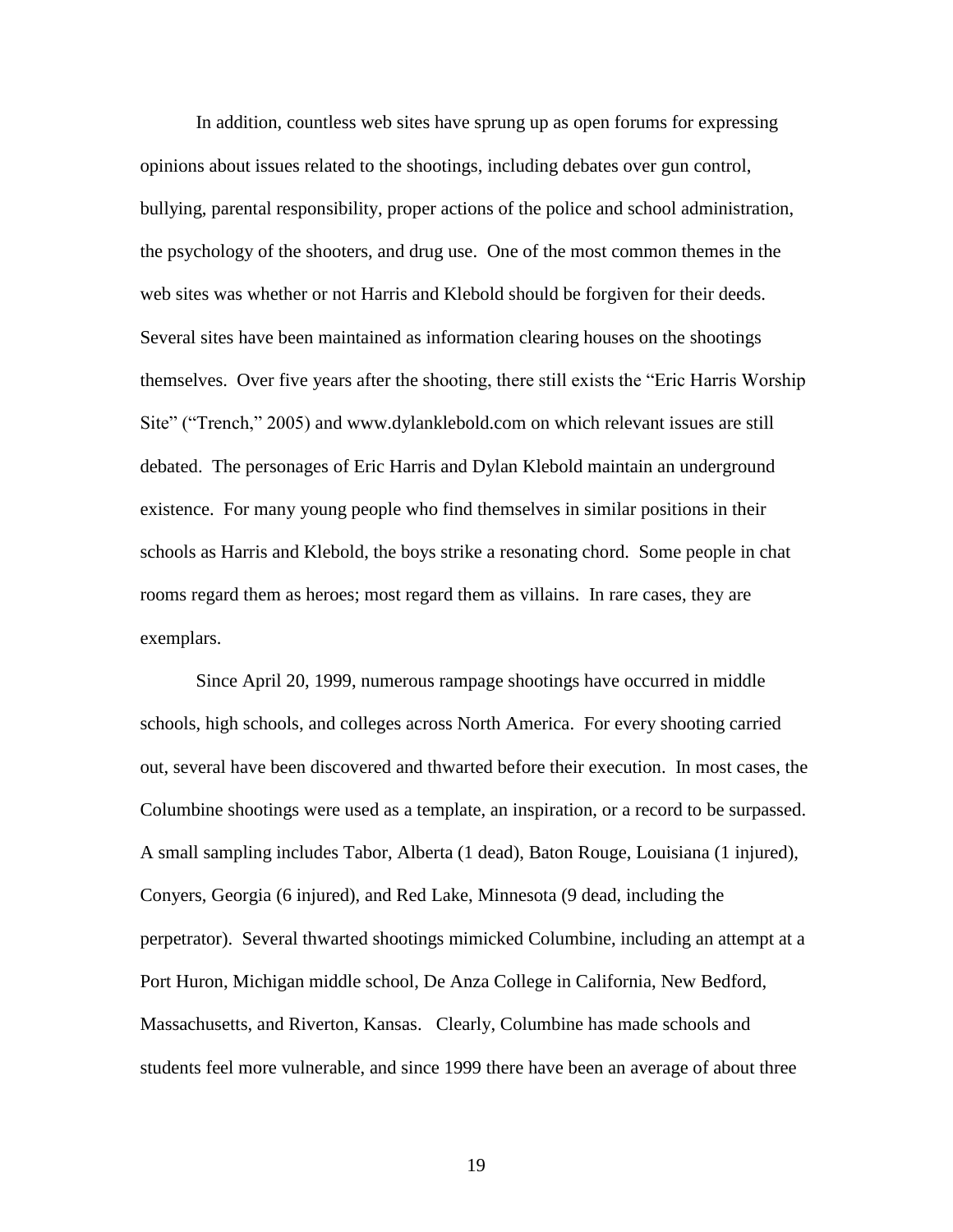In addition, countless web sites have sprung up as open forums for expressing opinions about issues related to the shootings, including debates over gun control, bullying, parental responsibility, proper actions of the police and school administration, the psychology of the shooters, and drug use. One of the most common themes in the web sites was whether or not Harris and Klebold should be forgiven for their deeds. Several sites have been maintained as information clearing houses on the shootings themselves. Over five years after the shooting, there still exists the "Eric Harris Worship Site" ("Trench," 2005) and www.dylanklebold.com on which relevant issues are still debated. The personages of Eric Harris and Dylan Klebold maintain an underground existence. For many young people who find themselves in similar positions in their schools as Harris and Klebold, the boys strike a resonating chord. Some people in chat rooms regard them as heroes; most regard them as villains. In rare cases, they are exemplars.

Since April 20, 1999, numerous rampage shootings have occurred in middle schools, high schools, and colleges across North America. For every shooting carried out, several have been discovered and thwarted before their execution. In most cases, the Columbine shootings were used as a template, an inspiration, or a record to be surpassed. A small sampling includes Tabor, Alberta (1 dead), Baton Rouge, Louisiana (1 injured), Conyers, Georgia (6 injured), and Red Lake, Minnesota (9 dead, including the perpetrator). Several thwarted shootings mimicked Columbine, including an attempt at a Port Huron, Michigan middle school, De Anza College in California, New Bedford, Massachusetts, and Riverton, Kansas. Clearly, Columbine has made schools and students feel more vulnerable, and since 1999 there have been an average of about three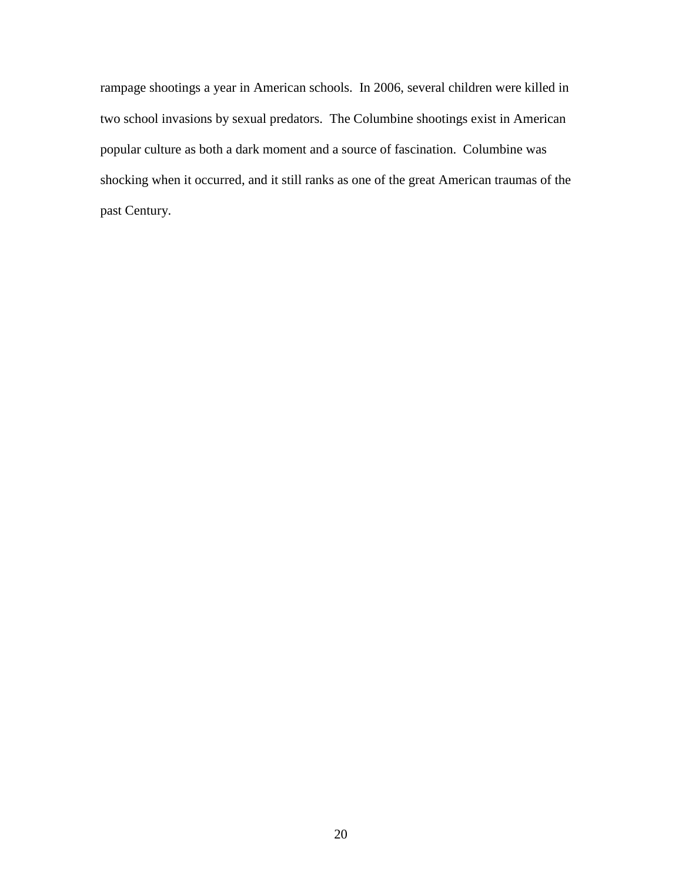rampage shootings a year in American schools. In 2006, several children were killed in two school invasions by sexual predators. The Columbine shootings exist in American popular culture as both a dark moment and a source of fascination. Columbine was shocking when it occurred, and it still ranks as one of the great American traumas of the past Century.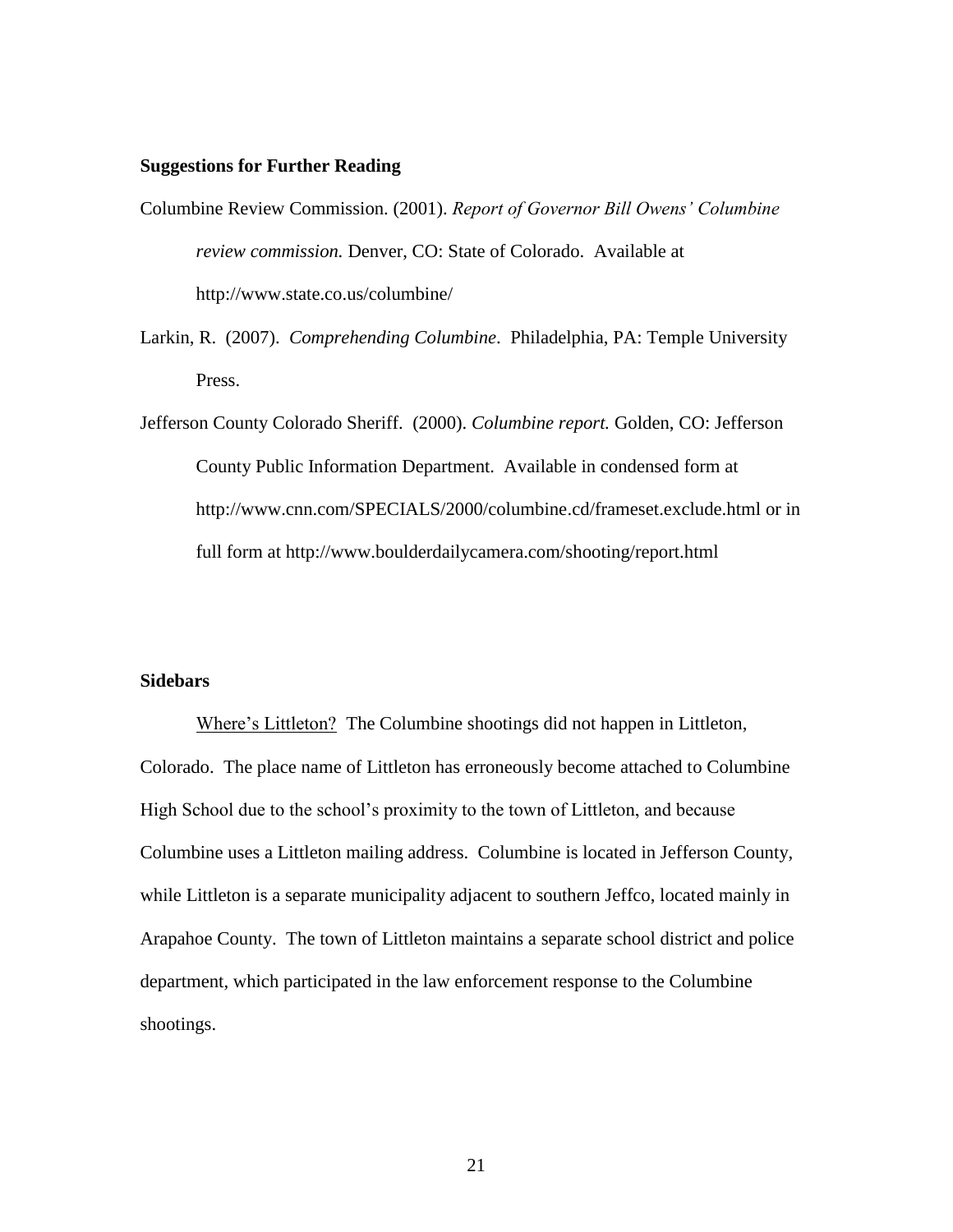**Suggestions for Further Reading**

Columbine Review Commission. (2001). *Report of Governor Bill Owens' Columbine review commission.* Denver, CO: State of Colorado. Available at http://www.state.co.us/columbine/

Larkin, R. (2007). *Comprehending Columbine*. Philadelphia, PA: Temple University Press.

Jefferson County Colorado Sheriff. (2000). *Columbine report.* Golden, CO: Jefferson County Public Information Department. Available in condensed form at http://www.cnn.com/SPECIALS/2000/columbine.cd/frameset.exclude.html or in full form at http://www.boulderdailycamera.com/shooting/report.html

**Sidebars**

<u>Where's Littleton?</u> The Columbine shootings did not happen in Littleton, Colorado. The place name of Littleton has erroneously become attached to Columbine High School due to the school's proximity to the town of Littleton, and because Columbine uses a Littleton mailing address. Columbine is located in Jefferson County, while Littleton is a separate municipality adjacent to southern Jeffco, located mainly in Arapahoe County. The town of Littleton maintains a separate school district and police department, which participated in the law enforcement response to the Columbine shootings.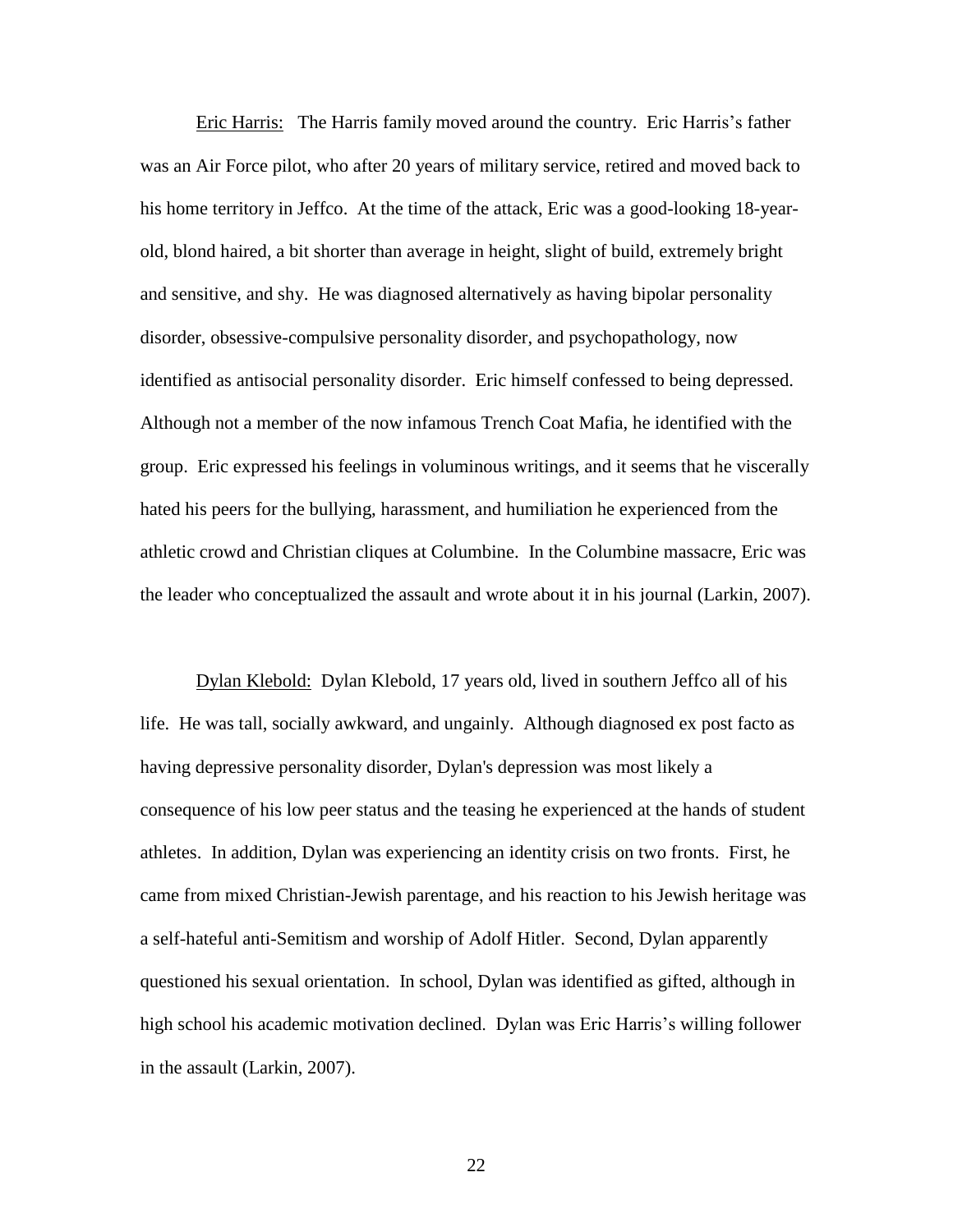<u>Eric Harris:</u> The Harris family moved around the country. Eric Harris's father was an Air Force pilot, who after 20 years of military service, retired and moved back to his home territory in Jeffco. At the time of the attack, Eric was a good-looking 18-year-old, blond haired, a bit shorter than average in height, slight of build, extremely bright and sensitive, and shy. He was diagnosed alternatively as having bipolar personality disorder, obsessive-compulsive personality disorder, and psychopathology, now identified as antisocial personality disorder. Eric himself confessed to being depressed. Although not a member of the now infamous Trench Coat Mafia, he identified with the group. Eric expressed his feelings in voluminous writings, and it seems that he viscerally hated his peers for the bullying, harassment, and humiliation he experienced from the athletic crowd and Christian cliques at Columbine. In the Columbine massacre, Eric was the leader who conceptualized the assault and wrote about it in his journal (Larkin, 2007).

<u>Dylan Klebold:</u> Dylan Klebold, 17 years old, lived in southern Jeffco all of his life. He was tall, socially awkward, and ungainly. Although diagnosed ex post facto as having depressive personality disorder, Dylan's depression was most likely a consequence of his low peer status and the teasing he experienced at the hands of student athletes. In addition, Dylan was experiencing an identity crisis on two fronts. First, he came from mixed Christian-Jewish parentage, and his reaction to his Jewish heritage was a self-hateful anti-Semitism and worship of Adolf Hitler. Second, Dylan apparently questioned his sexual orientation. In school, Dylan was identified as gifted, although in high school his academic motivation declined. Dylan was Eric Harris's willing follower in the assault (Larkin, 2007).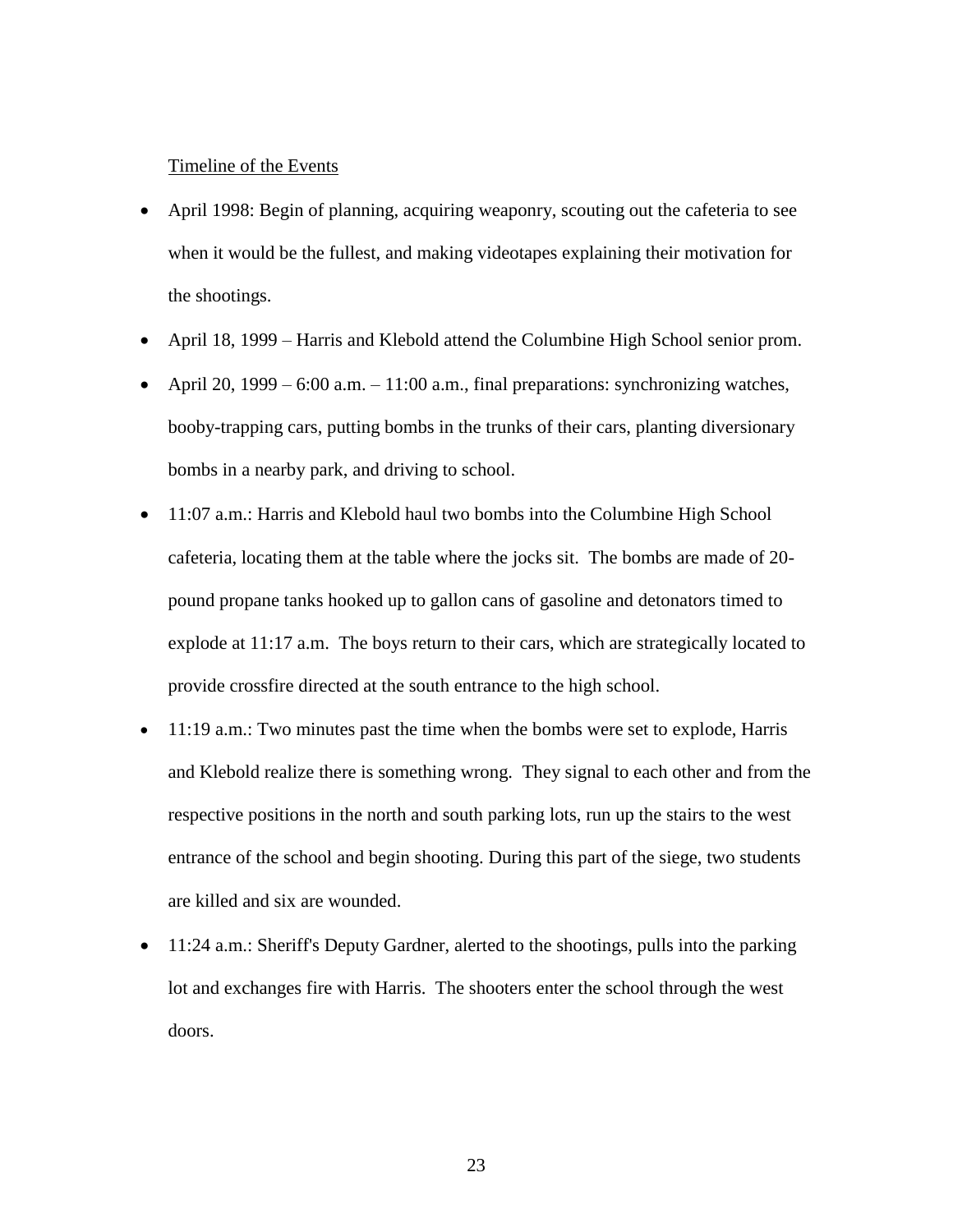Timeline of the Events

- April 1998: Begin of planning, acquiring weaponry, scouting out the cafeteria to see when it would be the fullest, and making videotapes explaining their motivation for the shootings.
- April 18, 1999 – Harris and Klebold attend the Columbine High School senior prom.
- April 20, 1999 – 6:00 a.m. – 11:00 a.m., final preparations: synchronizing watches, booby-trapping cars, putting bombs in the trunks of their cars, planting diversionary bombs in a nearby park, and driving to school.
- 11:07 a.m.: Harris and Klebold haul two bombs into the Columbine High School cafeteria, locating them at the table where the jocks sit. The bombs are made of 20-pound propane tanks hooked up to gallon cans of gasoline and detonators timed to explode at 11:17 a.m. The boys return to their cars, which are strategically located to provide crossfire directed at the south entrance to the high school.
- 11:19 a.m.: Two minutes past the time when the bombs were set to explode, Harris and Klebold realize there is something wrong. They signal to each other and from the respective positions in the north and south parking lots, run up the stairs to the west entrance of the school and begin shooting. During this part of the siege, two students are killed and six are wounded.
- 11:24 a.m.: Sheriff's Deputy Gardner, alerted to the shootings, pulls into the parking lot and exchanges fire with Harris. The shooters enter the school through the west doors.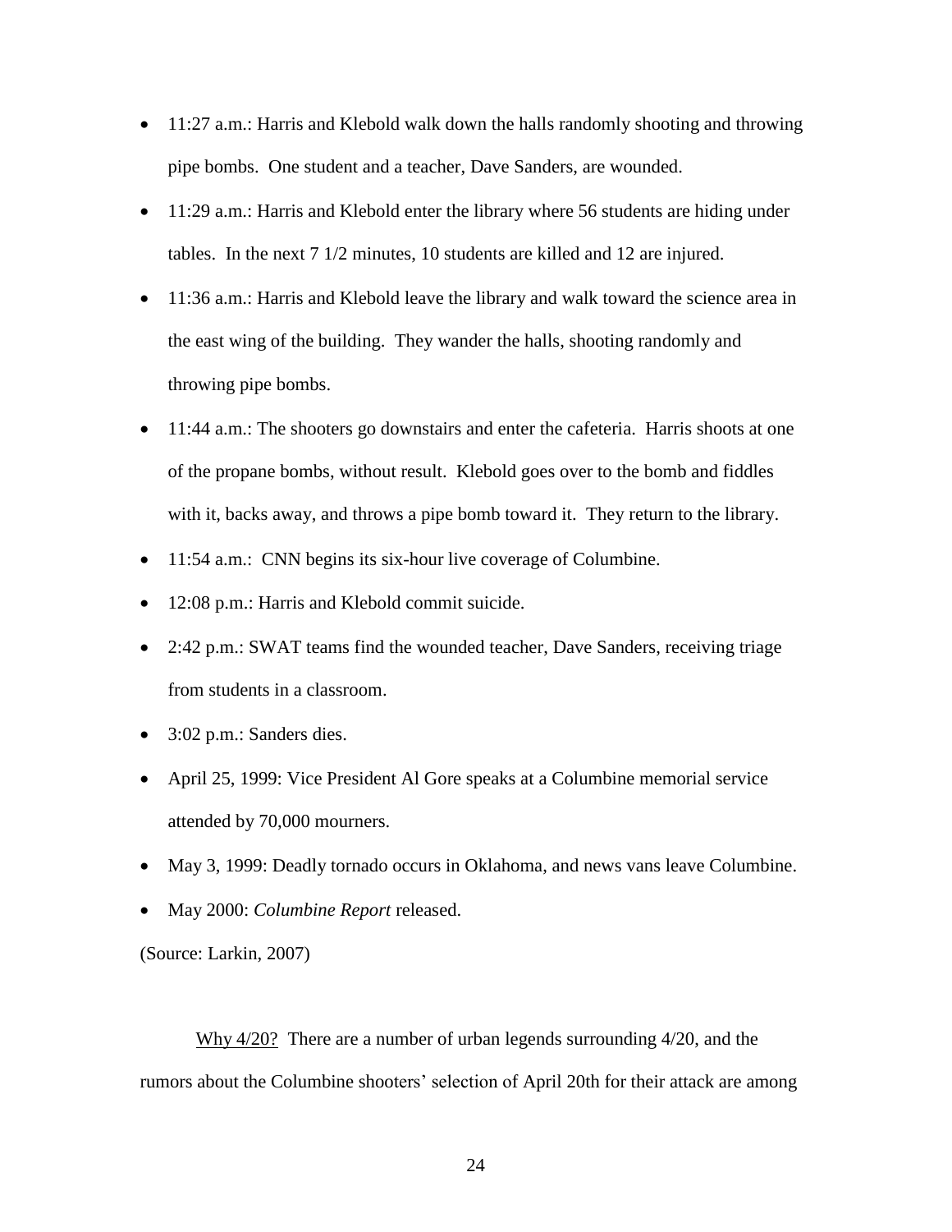- 11:27 a.m.: Harris and Klebold walk down the halls randomly shooting and throwing pipe bombs. One student and a teacher, Dave Sanders, are wounded.
- 11:29 a.m.: Harris and Klebold enter the library where 56 students are hiding under tables. In the next 7 1/2 minutes, 10 students are killed and 12 are injured.
- 11:36 a.m.: Harris and Klebold leave the library and walk toward the science area in the east wing of the building. They wander the halls, shooting randomly and throwing pipe bombs.
- 11:44 a.m.: The shooters go downstairs and enter the cafeteria. Harris shoots at one of the propane bombs, without result. Klebold goes over to the bomb and fiddles with it, backs away, and throws a pipe bomb toward it. They return to the library.
- 11:54 a.m.: CNN begins its six-hour live coverage of Columbine.
- 12:08 p.m.: Harris and Klebold commit suicide.
- 2:42 p.m.: SWAT teams find the wounded teacher, Dave Sanders, receiving triage from students in a classroom.
- 3:02 p.m.: Sanders dies.
- April 25, 1999: Vice President Al Gore speaks at a Columbine memorial service attended by 70,000 mourners.
- May 3, 1999: Deadly tornado occurs in Oklahoma, and news vans leave Columbine.
- May 2000: *Columbine Report* released.

(Source: Larkin, 2007)

<u>Why 4/20?</u> There are a number of urban legends surrounding 4/20, and the rumors about the Columbine shooters' selection of April 20th for their attack are among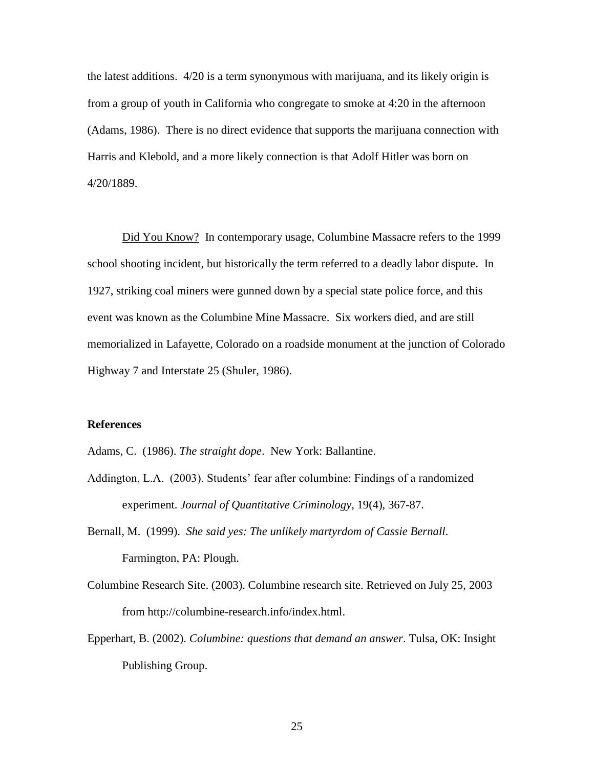the latest additions. 4/20 is a term synonymous with marijuana, and its likely origin is from a group of youth in California who congregate to smoke at 4:20 in the afternoon (Adams, 1986). There is no direct evidence that supports the marijuana connection with Harris and Klebold, and a more likely connection is that Adolf Hitler was born on 4/20/1889.

<u>Did You Know?</u> In contemporary usage, Columbine Massacre refers to the 1999 school shooting incident, but historically the term referred to a deadly labor dispute. In 1927, striking coal miners were gunned down by a special state police force, and this event was known as the Columbine Mine Massacre. Six workers died, and are still memorialized in Lafayette, Colorado on a roadside monument at the junction of Colorado Highway 7 and Interstate 25 (Shuler, 1986).

**References**

Adams, C. (1986). *The straight dope*. New York: Ballantine.

Addington, L.A. (2003). Students' fear after columbine: Findings of a randomized experiment. *Journal of Quantitative Criminology*, 19(4), 367-87.

Bernall, M. (1999). *She said yes: The unlikely martyrdom of Cassie Bernall*. Farmington, PA: Plough.

Columbine Research Site. (2003). Columbine research site. Retrieved on July 25, 2003 from http://columbine-research.info/index.html.

Epperhart, B. (2002). *Columbine: questions that demand an answer*. Tulsa, OK: Insight Publishing Group.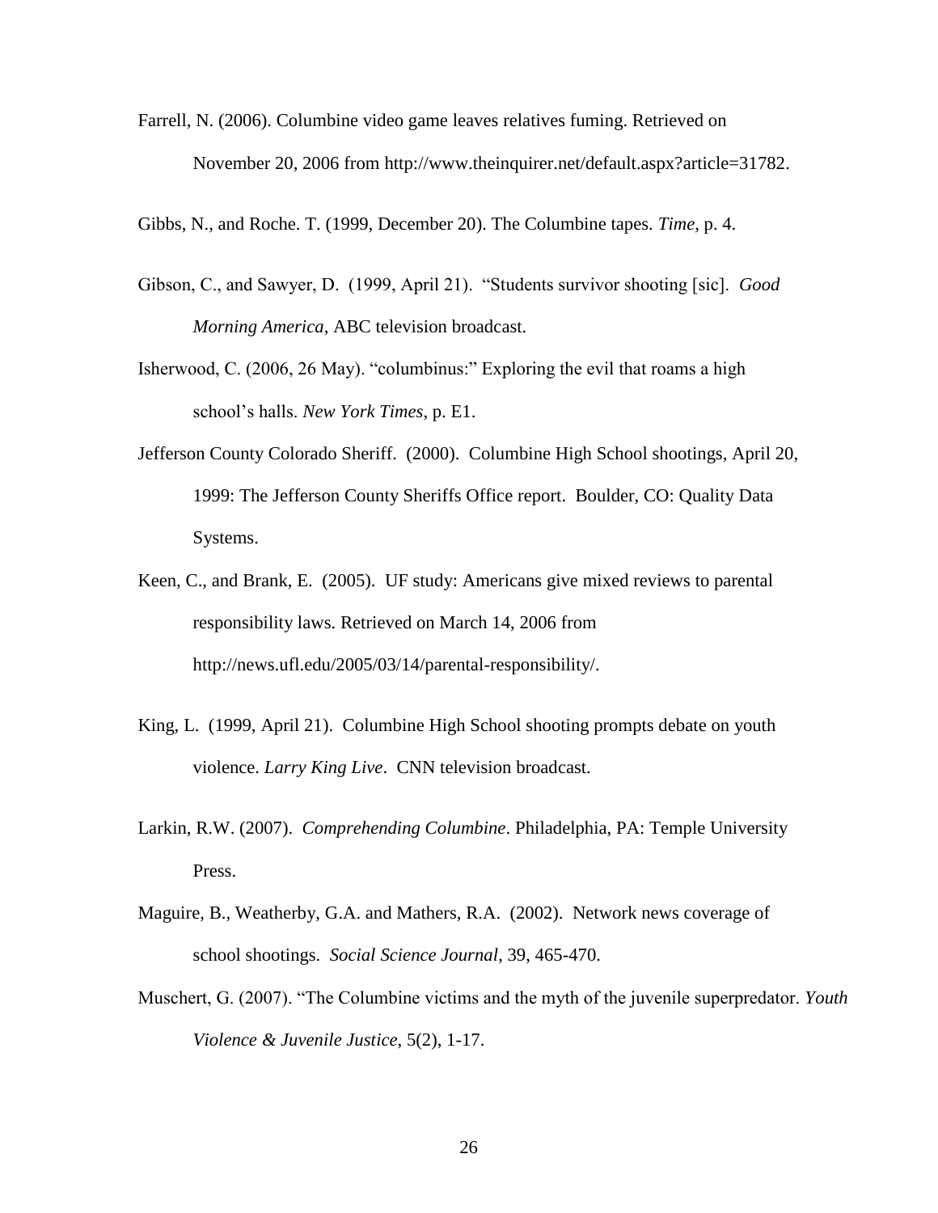Farrell, N. (2006). Columbine video game leaves relatives fuming. Retrieved on November 20, 2006 from http://www.theinquirer.net/default.aspx?article=31782.

Gibbs, N., and Roche. T. (1999, December 20). The Columbine tapes. *Time,* p. 4.

Gibson, C., and Sawyer, D. (1999, April 21). "Students survivor shooting [sic]. *Good Morning America*, ABC television broadcast.

Isherwood, C. (2006, 26 May). "columbinus:" Exploring the evil that roams a high school's halls. *New York Times*, p. E1.

Jefferson County Colorado Sheriff. (2000). Columbine High School shootings, April 20, 1999: The Jefferson County Sheriffs Office report. Boulder, CO: Quality Data Systems.

Keen, C., and Brank, E. (2005). UF study: Americans give mixed reviews to parental responsibility laws. Retrieved on March 14, 2006 from http://news.ufl.edu/2005/03/14/parental-responsibility/.

King, L. (1999, April 21). Columbine High School shooting prompts debate on youth violence. *Larry King Live*. CNN television broadcast.

Larkin, R.W. (2007). *Comprehending Columbine*. Philadelphia, PA: Temple University Press.

Maguire, B., Weatherby, G.A. and Mathers, R.A. (2002). Network news coverage of school shootings. *Social Science Journal*, 39, 465-470.

Muschert, G. (2007). "The Columbine victims and the myth of the juvenile superpredator. *Youth Violence & Juvenile Justice*, 5(2), 1-17.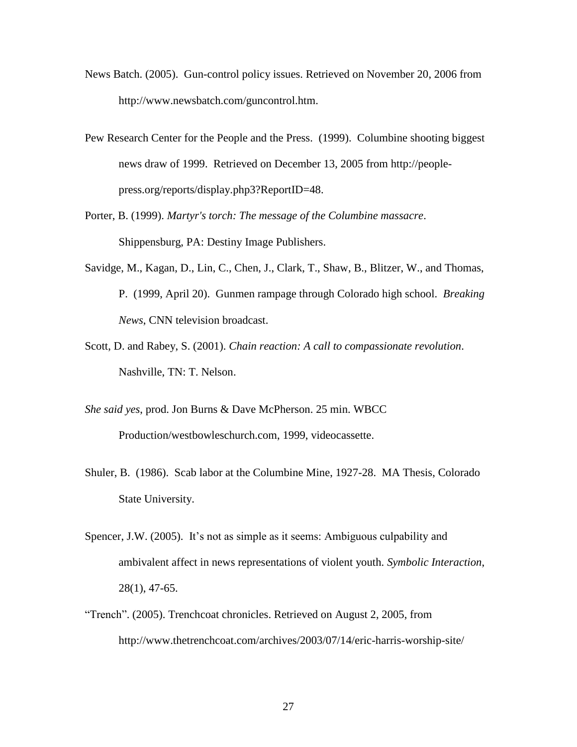News Batch. (2005). Gun-control policy issues. Retrieved on November 20, 2006 from http://www.newsbatch.com/guncontrol.htm.

Pew Research Center for the People and the Press. (1999). Columbine shooting biggest news draw of 1999. Retrieved on December 13, 2005 from http://people-press.org/reports/display.php3?ReportID=48.

Porter, B. (1999). *Martyr's torch: The message of the Columbine massacre*. Shippensburg, PA: Destiny Image Publishers.

Savidge, M., Kagan, D., Lin, C., Chen, J., Clark, T., Shaw, B., Blitzer, W., and Thomas, P. (1999, April 20). Gunmen rampage through Colorado high school. *Breaking News*, CNN television broadcast.

Scott, D. and Rabey, S. (2001). *Chain reaction: A call to compassionate revolution*. Nashville, TN: T. Nelson.

*She said yes*, prod. Jon Burns & Dave McPherson. 25 min. WBCC Production/westbowleschurch.com, 1999, videocassette.

Shuler, B. (1986). Scab labor at the Columbine Mine, 1927-28. MA Thesis, Colorado State University.

Spencer, J.W. (2005). It's not as simple as it seems: Ambiguous culpability and ambivalent affect in news representations of violent youth. *Symbolic Interaction*, 28(1), 47-65.

"Trench". (2005). Trenchcoat chronicles. Retrieved on August 2, 2005, from http://www.thetrenchcoat.com/archives/2003/07/14/eric-harris-worship-site/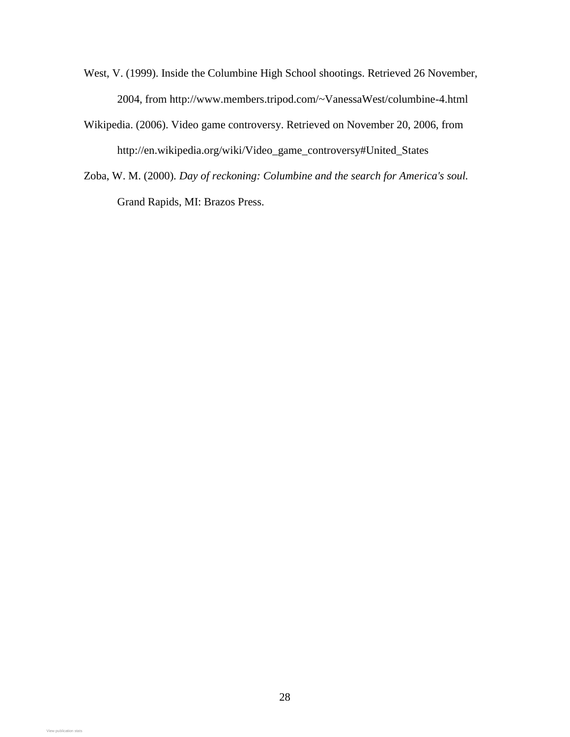West, V. (1999). Inside the Columbine High School shootings. Retrieved 26 November, 2004, from http://www.members.tripod.com/~VanessaWest/columbine-4.html

Wikipedia. (2006). Video game controversy. Retrieved on November 20, 2006, from http://en.wikipedia.org/wiki/Video_game_controversy#United_States

Zoba, W. M. (2000). *Day of reckoning: Columbine and the search for America's soul.* Grand Rapids, MI: Brazos Press.